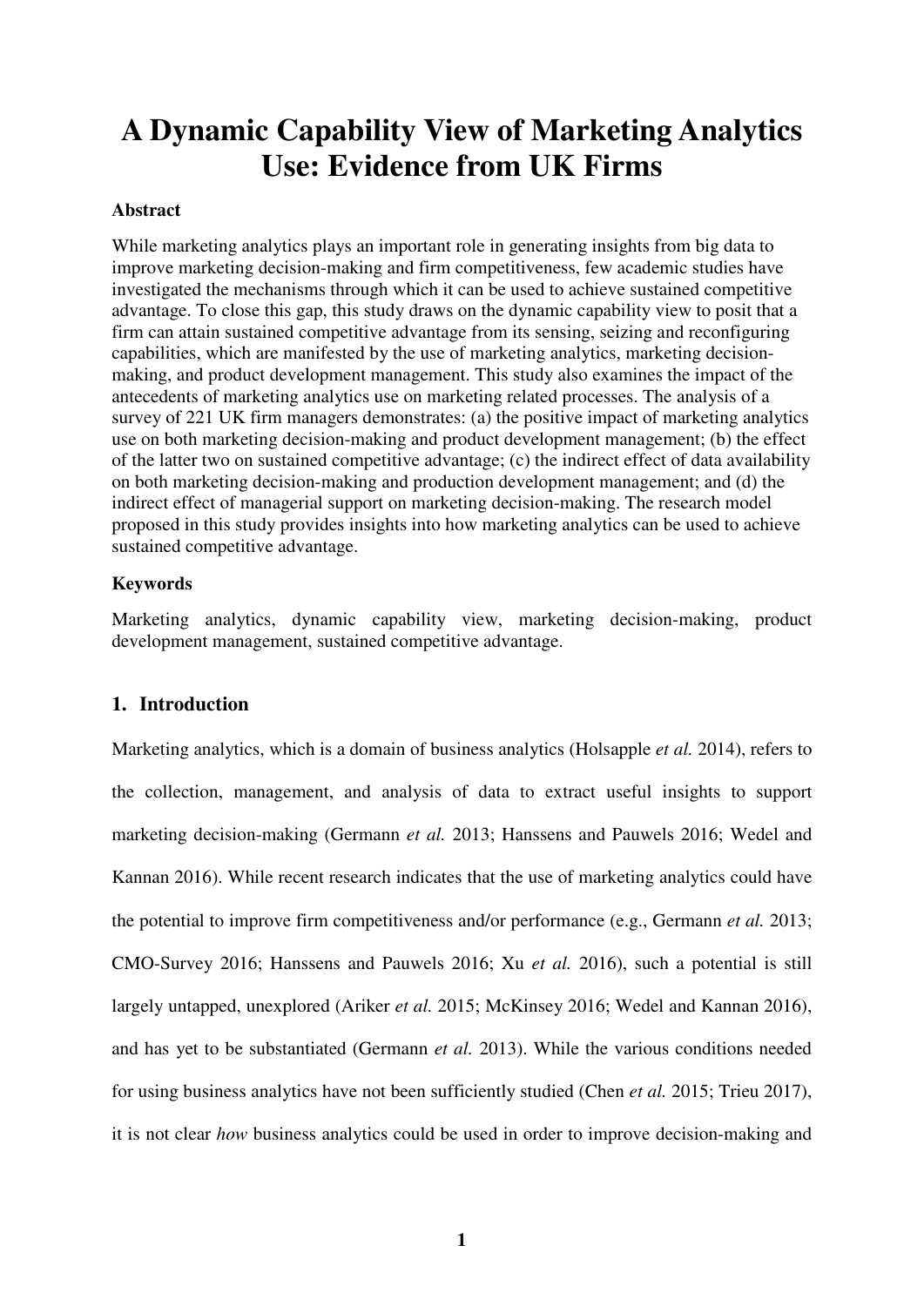# A Dynamic Capability View of Marketing Analytics Use: Evidence from UK Firms

**Abstract**

While marketing analytics plays an important role in generating insights from big data to improve marketing decision-making and firm competitiveness, few academic studies have investigated the mechanisms through which it can be used to achieve sustained competitive advantage. To close this gap, this study draws on the dynamic capability view to posit that a firm can attain sustained competitive advantage from its sensing, seizing and reconfiguring capabilities, which are manifested by the use of marketing analytics, marketing decision-making, and product development management. This study also examines the impact of the antecedents of marketing analytics use on marketing related processes. The analysis of a survey of 221 UK firm managers demonstrates: (a) the positive impact of marketing analytics use on both marketing decision-making and product development management; (b) the effect of the latter two on sustained competitive advantage; (c) the indirect effect of data availability on both marketing decision-making and production development management; and (d) the indirect effect of managerial support on marketing decision-making. The research model proposed in this study provides insights into how marketing analytics can be used to achieve sustained competitive advantage.

**Keywords**

Marketing analytics, dynamic capability view, marketing decision-making, product development management, sustained competitive advantage.

## 1. Introduction

Marketing analytics, which is a domain of business analytics (Holsapple *et al.* 2014), refers to the collection, management, and analysis of data to extract useful insights to support marketing decision-making (Germann *et al.* 2013; Hanssens and Pauwels 2016; Wedel and Kannan 2016). While recent research indicates that the use of marketing analytics could have the potential to improve firm competitiveness and/or performance (e.g., Germann *et al.* 2013; CMO-Survey 2016; Hanssens and Pauwels 2016; Xu *et al.* 2016), such a potential is still largely untapped, unexplored (Ariker *et al.* 2015; McKinsey 2016; Wedel and Kannan 2016), and has yet to be substantiated (Germann *et al.* 2013). While the various conditions needed for using business analytics have not been sufficiently studied (Chen *et al.* 2015; Trieu 2017), it is not clear *how* business analytics could be used in order to improve decision-making and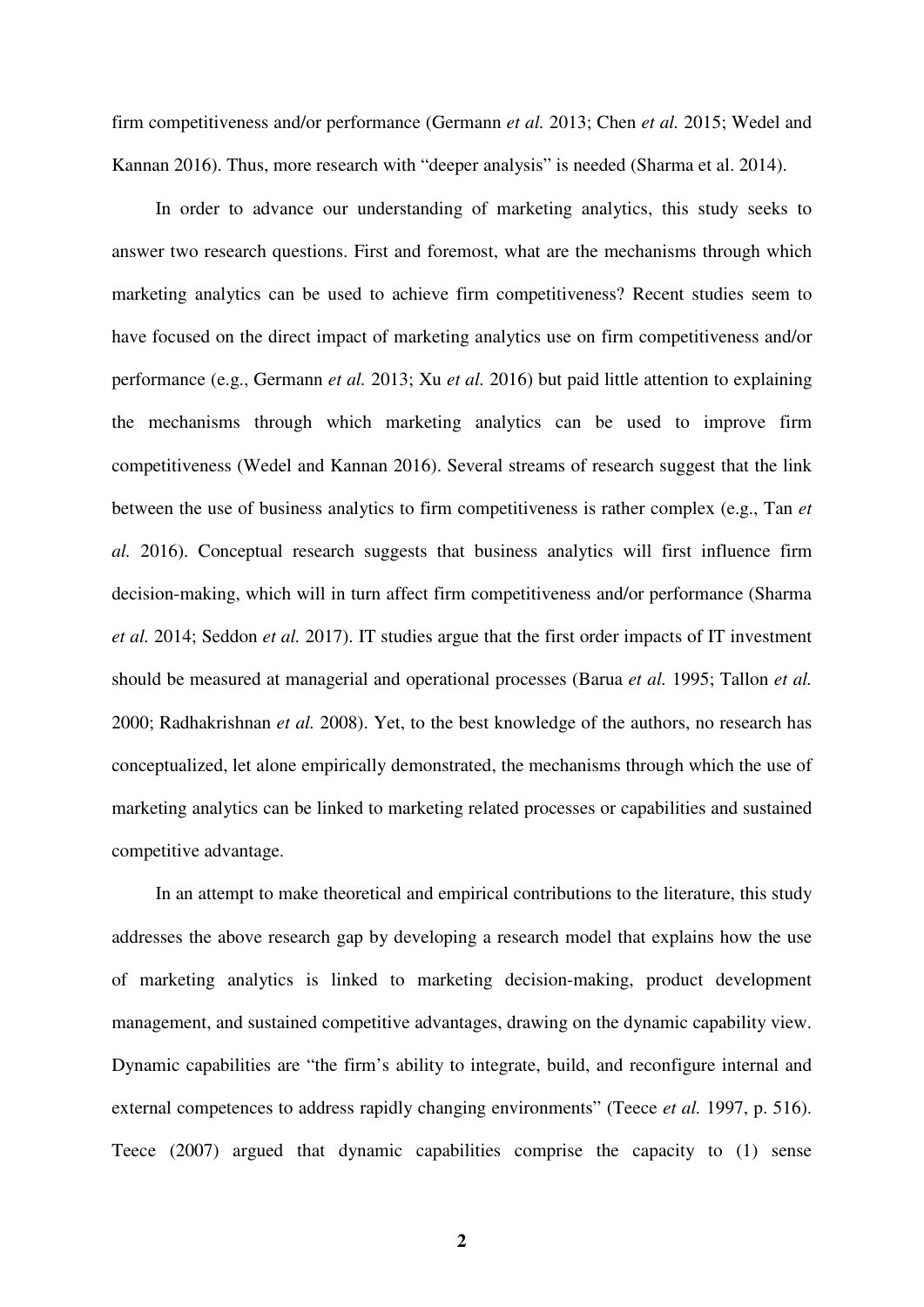firm competitiveness and/or performance (Germann *et al.* 2013; Chen *et al.* 2015; Wedel and Kannan 2016). Thus, more research with "deeper analysis" is needed (Sharma et al. 2014).

In order to advance our understanding of marketing analytics, this study seeks to answer two research questions. First and foremost, what are the mechanisms through which marketing analytics can be used to achieve firm competitiveness? Recent studies seem to have focused on the direct impact of marketing analytics use on firm competitiveness and/or performance (e.g., Germann *et al.* 2013; Xu *et al.* 2016) but paid little attention to explaining the mechanisms through which marketing analytics can be used to improve firm competitiveness (Wedel and Kannan 2016). Several streams of research suggest that the link between the use of business analytics to firm competitiveness is rather complex (e.g., Tan *et al.* 2016). Conceptual research suggests that business analytics will first influence firm decision-making, which will in turn affect firm competitiveness and/or performance (Sharma *et al.* 2014; Seddon *et al.* 2017). IT studies argue that the first order impacts of IT investment should be measured at managerial and operational processes (Barua *et al.* 1995; Tallon *et al.* 2000; Radhakrishnan *et al.* 2008). Yet, to the best knowledge of the authors, no research has conceptualized, let alone empirically demonstrated, the mechanisms through which the use of marketing analytics can be linked to marketing related processes or capabilities and sustained competitive advantage.

In an attempt to make theoretical and empirical contributions to the literature, this study addresses the above research gap by developing a research model that explains how the use of marketing analytics is linked to marketing decision-making, product development management, and sustained competitive advantages, drawing on the dynamic capability view. Dynamic capabilities are "the firm's ability to integrate, build, and reconfigure internal and external competences to address rapidly changing environments" (Teece *et al.* 1997, p. 516). Teece (2007) argued that dynamic capabilities comprise the capacity to (1) sense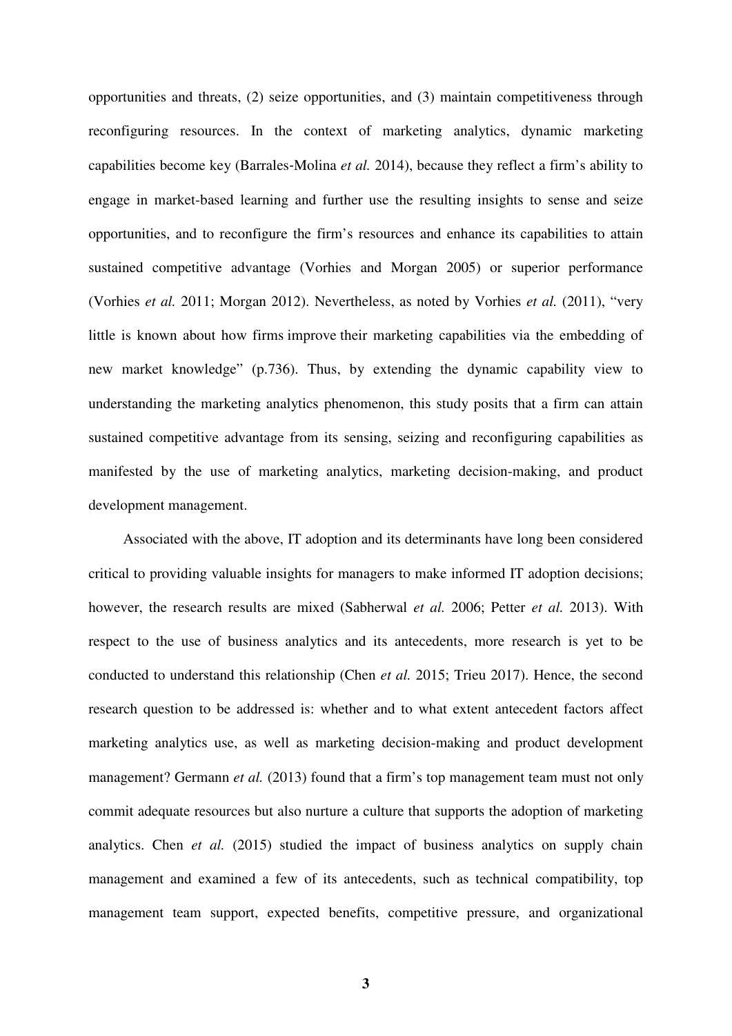opportunities and threats, (2) seize opportunities, and (3) maintain competitiveness through reconfiguring resources. In the context of marketing analytics, dynamic marketing capabilities become key (Barrales-Molina *et al.* 2014), because they reflect a firm's ability to engage in market-based learning and further use the resulting insights to sense and seize opportunities, and to reconfigure the firm's resources and enhance its capabilities to attain sustained competitive advantage (Vorhies and Morgan 2005) or superior performance (Vorhies *et al.* 2011; Morgan 2012). Nevertheless, as noted by Vorhies *et al.* (2011), "very little is known about how firms improve their marketing capabilities via the embedding of new market knowledge" (p.736). Thus, by extending the dynamic capability view to understanding the marketing analytics phenomenon, this study posits that a firm can attain sustained competitive advantage from its sensing, seizing and reconfiguring capabilities as manifested by the use of marketing analytics, marketing decision-making, and product development management.

Associated with the above, IT adoption and its determinants have long been considered critical to providing valuable insights for managers to make informed IT adoption decisions; however, the research results are mixed (Sabherwal *et al.* 2006; Petter *et al.* 2013). With respect to the use of business analytics and its antecedents, more research is yet to be conducted to understand this relationship (Chen *et al.* 2015; Trieu 2017). Hence, the second research question to be addressed is: whether and to what extent antecedent factors affect marketing analytics use, as well as marketing decision-making and product development management? Germann *et al.* (2013) found that a firm's top management team must not only commit adequate resources but also nurture a culture that supports the adoption of marketing analytics. Chen *et al.* (2015) studied the impact of business analytics on supply chain management and examined a few of its antecedents, such as technical compatibility, top management team support, expected benefits, competitive pressure, and organizational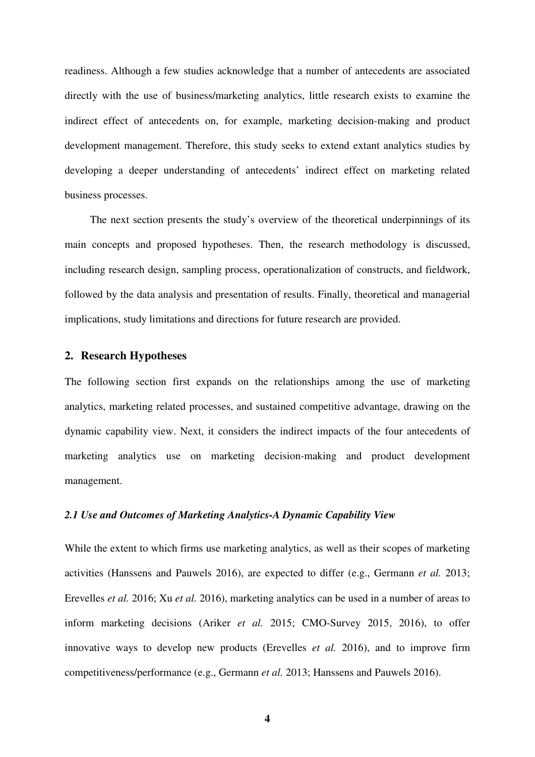readiness. Although a few studies acknowledge that a number of antecedents are associated directly with the use of business/marketing analytics, little research exists to examine the indirect effect of antecedents on, for example, marketing decision-making and product development management. Therefore, this study seeks to extend extant analytics studies by developing a deeper understanding of antecedents' indirect effect on marketing related business processes.

The next section presents the study's overview of the theoretical underpinnings of its main concepts and proposed hypotheses. Then, the research methodology is discussed, including research design, sampling process, operationalization of constructs, and fieldwork, followed by the data analysis and presentation of results. Finally, theoretical and managerial implications, study limitations and directions for future research are provided.

## 2. Research Hypotheses

The following section first expands on the relationships among the use of marketing analytics, marketing related processes, and sustained competitive advantage, drawing on the dynamic capability view. Next, it considers the indirect impacts of the four antecedents of marketing analytics use on marketing decision-making and product development management.

### *2.1 Use and Outcomes of Marketing Analytics-A Dynamic Capability View*

While the extent to which firms use marketing analytics, as well as their scopes of marketing activities (Hanssens and Pauwels 2016), are expected to differ (e.g., Germann *et al.* 2013; Erevelles *et al.* 2016; Xu *et al.* 2016), marketing analytics can be used in a number of areas to inform marketing decisions (Ariker *et al.* 2015; CMO-Survey 2015, 2016), to offer innovative ways to develop new products (Erevelles *et al.* 2016), and to improve firm competitiveness/performance (e.g., Germann *et al.* 2013; Hanssens and Pauwels 2016).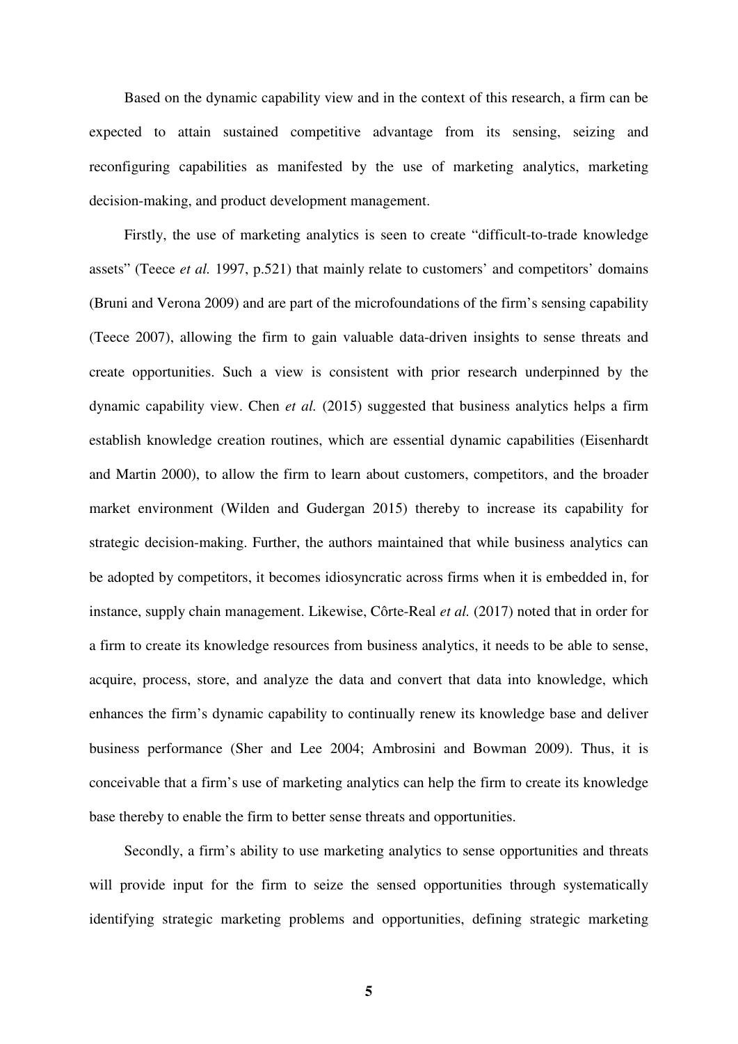Based on the dynamic capability view and in the context of this research, a firm can be expected to attain sustained competitive advantage from its sensing, seizing and reconfiguring capabilities as manifested by the use of marketing analytics, marketing decision-making, and product development management.

Firstly, the use of marketing analytics is seen to create "difficult-to-trade knowledge assets" (Teece *et al.* 1997, p.521) that mainly relate to customers' and competitors' domains (Bruni and Verona 2009) and are part of the microfoundations of the firm's sensing capability (Teece 2007), allowing the firm to gain valuable data-driven insights to sense threats and create opportunities. Such a view is consistent with prior research underpinned by the dynamic capability view. Chen *et al.* (2015) suggested that business analytics helps a firm establish knowledge creation routines, which are essential dynamic capabilities (Eisenhardt and Martin 2000), to allow the firm to learn about customers, competitors, and the broader market environment (Wilden and Gudergan 2015) thereby to increase its capability for strategic decision-making. Further, the authors maintained that while business analytics can be adopted by competitors, it becomes idiosyncratic across firms when it is embedded in, for instance, supply chain management. Likewise, Côrte-Real *et al.* (2017) noted that in order for a firm to create its knowledge resources from business analytics, it needs to be able to sense, acquire, process, store, and analyze the data and convert that data into knowledge, which enhances the firm's dynamic capability to continually renew its knowledge base and deliver business performance (Sher and Lee 2004; Ambrosini and Bowman 2009). Thus, it is conceivable that a firm's use of marketing analytics can help the firm to create its knowledge base thereby to enable the firm to better sense threats and opportunities.

Secondly, a firm's ability to use marketing analytics to sense opportunities and threats will provide input for the firm to seize the sensed opportunities through systematically identifying strategic marketing problems and opportunities, defining strategic marketing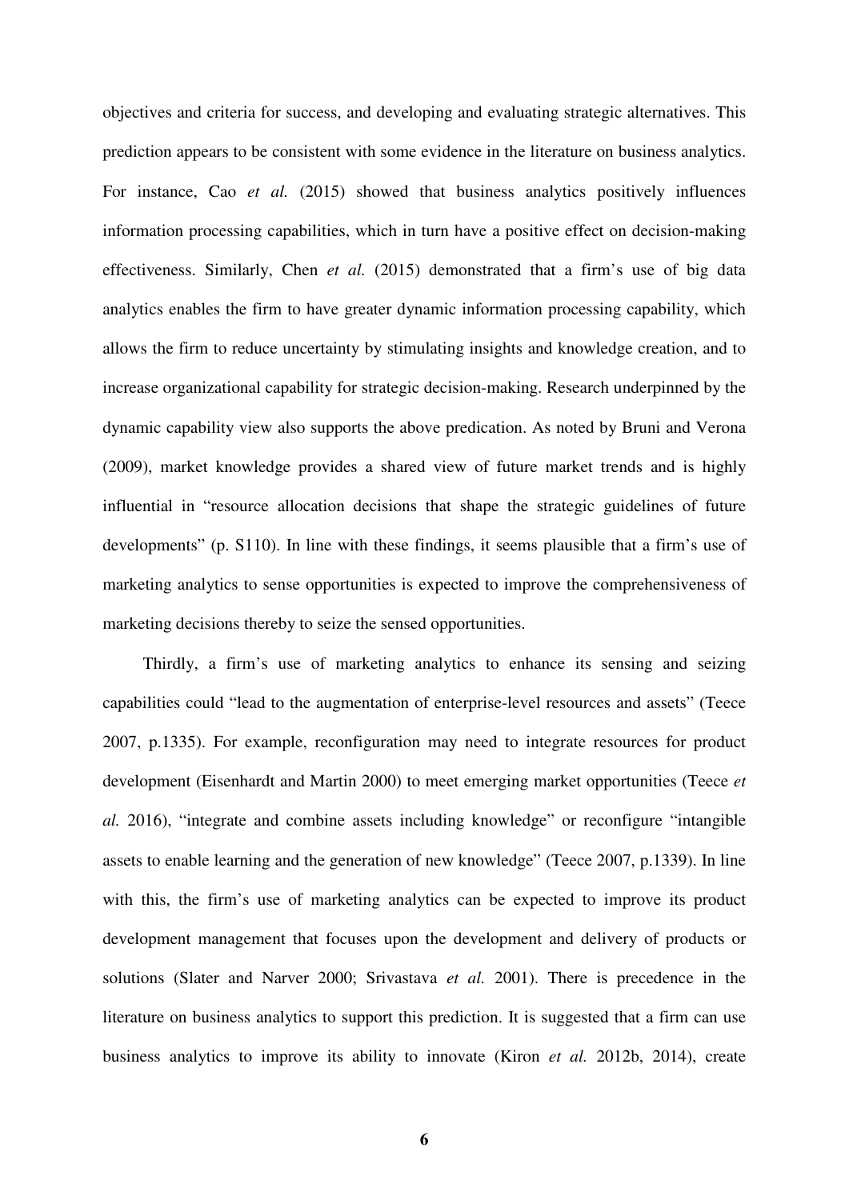objectives and criteria for success, and developing and evaluating strategic alternatives. This prediction appears to be consistent with some evidence in the literature on business analytics. For instance, Cao *et al.* (2015) showed that business analytics positively influences information processing capabilities, which in turn have a positive effect on decision-making effectiveness. Similarly, Chen *et al.* (2015) demonstrated that a firm's use of big data analytics enables the firm to have greater dynamic information processing capability, which allows the firm to reduce uncertainty by stimulating insights and knowledge creation, and to increase organizational capability for strategic decision-making. Research underpinned by the dynamic capability view also supports the above predication. As noted by Bruni and Verona (2009), market knowledge provides a shared view of future market trends and is highly influential in "resource allocation decisions that shape the strategic guidelines of future developments" (p. S110). In line with these findings, it seems plausible that a firm's use of marketing analytics to sense opportunities is expected to improve the comprehensiveness of marketing decisions thereby to seize the sensed opportunities.

Thirdly, a firm's use of marketing analytics to enhance its sensing and seizing capabilities could "lead to the augmentation of enterprise-level resources and assets" (Teece 2007, p.1335). For example, reconfiguration may need to integrate resources for product development (Eisenhardt and Martin 2000) to meet emerging market opportunities (Teece *et al.* 2016), "integrate and combine assets including knowledge" or reconfigure "intangible assets to enable learning and the generation of new knowledge" (Teece 2007, p.1339). In line with this, the firm's use of marketing analytics can be expected to improve its product development management that focuses upon the development and delivery of products or solutions (Slater and Narver 2000; Srivastava *et al.* 2001). There is precedence in the literature on business analytics to support this prediction. It is suggested that a firm can use business analytics to improve its ability to innovate (Kiron *et al.* 2012b, 2014), create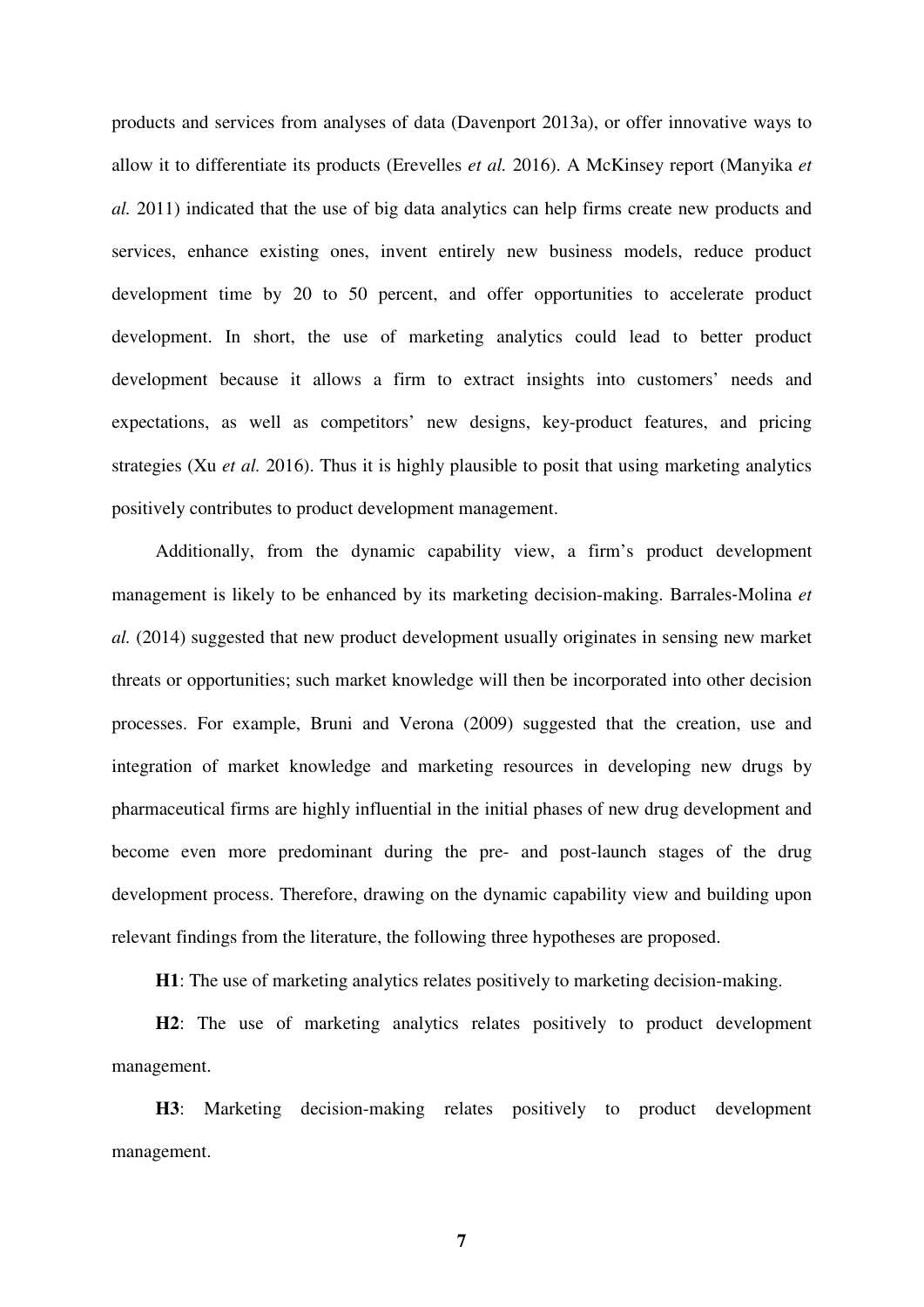products and services from analyses of data (Davenport 2013a), or offer innovative ways to allow it to differentiate its products (Erevelles *et al.* 2016). A McKinsey report (Manyika *et al.* 2011) indicated that the use of big data analytics can help firms create new products and services, enhance existing ones, invent entirely new business models, reduce product development time by 20 to 50 percent, and offer opportunities to accelerate product development. In short, the use of marketing analytics could lead to better product development because it allows a firm to extract insights into customers' needs and expectations, as well as competitors' new designs, key-product features, and pricing strategies (Xu *et al.* 2016). Thus it is highly plausible to posit that using marketing analytics positively contributes to product development management.

Additionally, from the dynamic capability view, a firm's product development management is likely to be enhanced by its marketing decision-making. Barrales-Molina *et al.* (2014) suggested that new product development usually originates in sensing new market threats or opportunities; such market knowledge will then be incorporated into other decision processes. For example, Bruni and Verona (2009) suggested that the creation, use and integration of market knowledge and marketing resources in developing new drugs by pharmaceutical firms are highly influential in the initial phases of new drug development and become even more predominant during the pre- and post-launch stages of the drug development process. Therefore, drawing on the dynamic capability view and building upon relevant findings from the literature, the following three hypotheses are proposed.

**H1**: The use of marketing analytics relates positively to marketing decision-making.

**H2**: The use of marketing analytics relates positively to product development management.

**H3**: Marketing decision-making relates positively to product development management.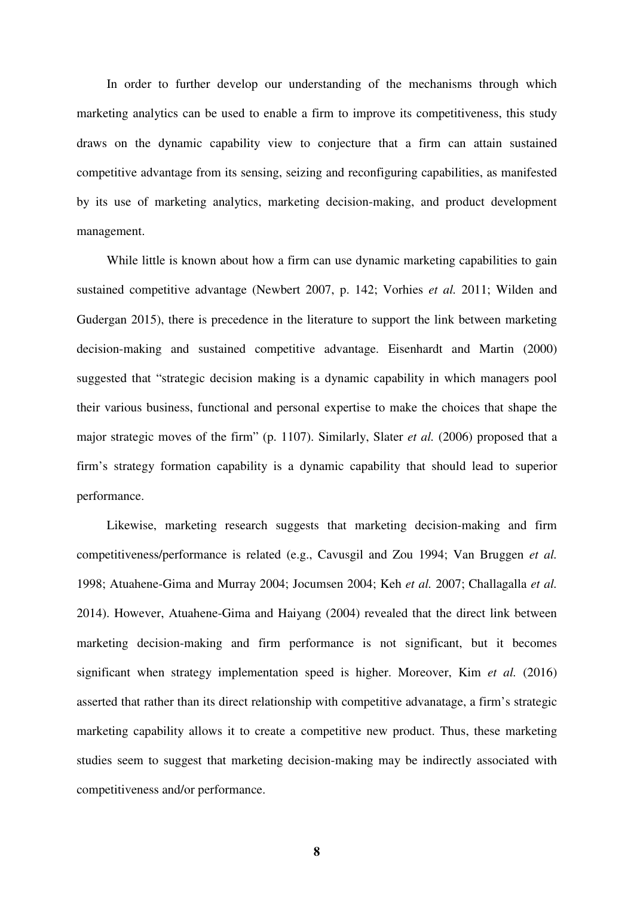In order to further develop our understanding of the mechanisms through which marketing analytics can be used to enable a firm to improve its competitiveness, this study draws on the dynamic capability view to conjecture that a firm can attain sustained competitive advantage from its sensing, seizing and reconfiguring capabilities, as manifested by its use of marketing analytics, marketing decision-making, and product development management.

While little is known about how a firm can use dynamic marketing capabilities to gain sustained competitive advantage (Newbert 2007, p. 142; Vorhies *et al.* 2011; Wilden and Gudergan 2015), there is precedence in the literature to support the link between marketing decision-making and sustained competitive advantage. Eisenhardt and Martin (2000) suggested that "strategic decision making is a dynamic capability in which managers pool their various business, functional and personal expertise to make the choices that shape the major strategic moves of the firm" (p. 1107). Similarly, Slater *et al.* (2006) proposed that a firm's strategy formation capability is a dynamic capability that should lead to superior performance.

Likewise, marketing research suggests that marketing decision-making and firm competitiveness/performance is related (e.g., Cavusgil and Zou 1994; Van Bruggen *et al.* 1998; Atuahene-Gima and Murray 2004; Jocumsen 2004; Keh *et al.* 2007; Challagalla *et al.* 2014). However, Atuahene-Gima and Haiyang (2004) revealed that the direct link between marketing decision-making and firm performance is not significant, but it becomes significant when strategy implementation speed is higher. Moreover, Kim *et al.* (2016) asserted that rather than its direct relationship with competitive advanatage, a firm's strategic marketing capability allows it to create a competitive new product. Thus, these marketing studies seem to suggest that marketing decision-making may be indirectly associated with competitiveness and/or performance.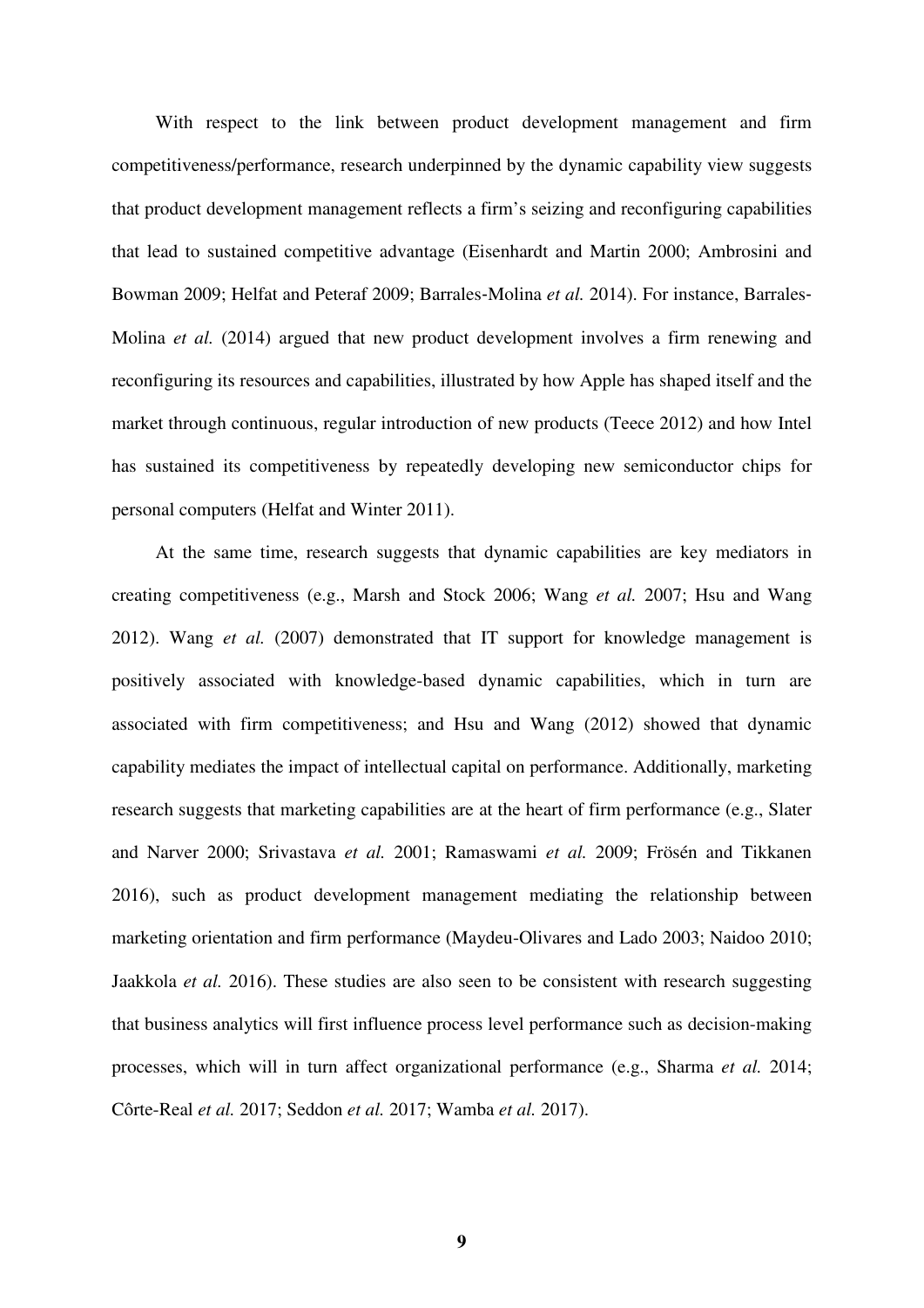With respect to the link between product development management and firm competitiveness/performance, research underpinned by the dynamic capability view suggests that product development management reflects a firm's seizing and reconfiguring capabilities that lead to sustained competitive advantage (Eisenhardt and Martin 2000; Ambrosini and Bowman 2009; Helfat and Peteraf 2009; Barrales-Molina *et al.* 2014). For instance, Barrales-Molina *et al.* (2014) argued that new product development involves a firm renewing and reconfiguring its resources and capabilities, illustrated by how Apple has shaped itself and the market through continuous, regular introduction of new products (Teece 2012) and how Intel has sustained its competitiveness by repeatedly developing new semiconductor chips for personal computers (Helfat and Winter 2011).

At the same time, research suggests that dynamic capabilities are key mediators in creating competitiveness (e.g., Marsh and Stock 2006; Wang *et al.* 2007; Hsu and Wang 2012). Wang *et al.* (2007) demonstrated that IT support for knowledge management is positively associated with knowledge-based dynamic capabilities, which in turn are associated with firm competitiveness; and Hsu and Wang (2012) showed that dynamic capability mediates the impact of intellectual capital on performance. Additionally, marketing research suggests that marketing capabilities are at the heart of firm performance (e.g., Slater and Narver 2000; Srivastava *et al.* 2001; Ramaswami *et al.* 2009; Frösén and Tikkanen 2016), such as product development management mediating the relationship between marketing orientation and firm performance (Maydeu-Olivares and Lado 2003; Naidoo 2010; Jaakkola *et al.* 2016). These studies are also seen to be consistent with research suggesting that business analytics will first influence process level performance such as decision-making processes, which will in turn affect organizational performance (e.g., Sharma *et al.* 2014; Côrte-Real *et al.* 2017; Seddon *et al.* 2017; Wamba *et al.* 2017).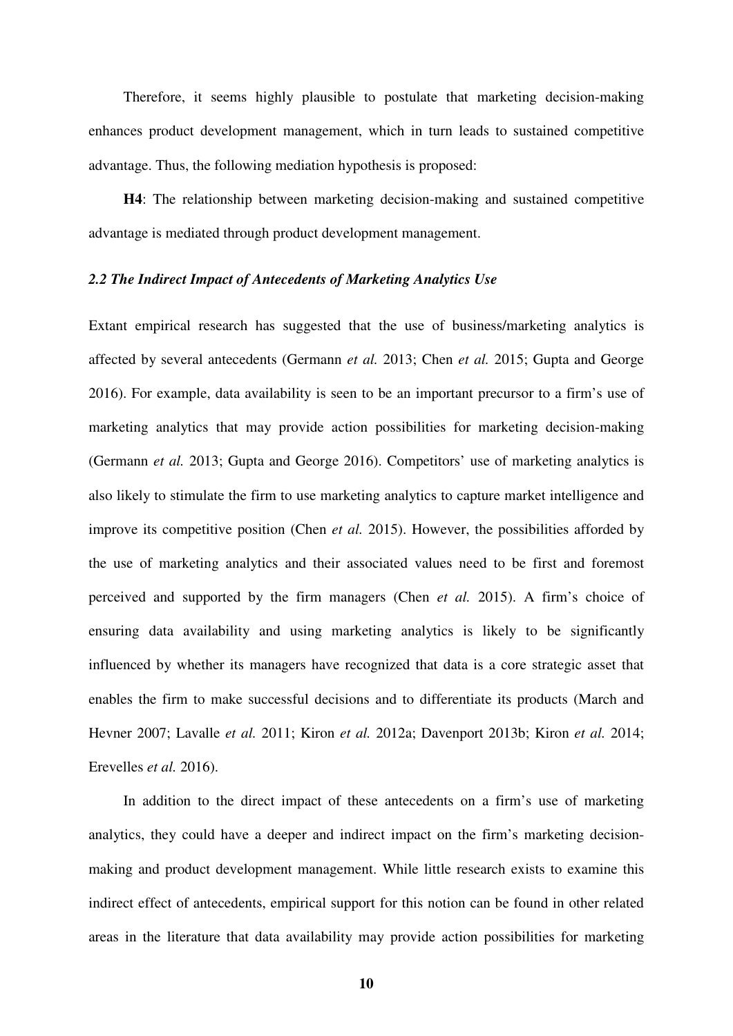Therefore, it seems highly plausible to postulate that marketing decision-making enhances product development management, which in turn leads to sustained competitive advantage. Thus, the following mediation hypothesis is proposed:

**H4**: The relationship between marketing decision-making and sustained competitive advantage is mediated through product development management.

### *2.2 The Indirect Impact of Antecedents of Marketing Analytics Use*

Extant empirical research has suggested that the use of business/marketing analytics is affected by several antecedents (Germann *et al.* 2013; Chen *et al.* 2015; Gupta and George 2016). For example, data availability is seen to be an important precursor to a firm's use of marketing analytics that may provide action possibilities for marketing decision-making (Germann *et al.* 2013; Gupta and George 2016). Competitors' use of marketing analytics is also likely to stimulate the firm to use marketing analytics to capture market intelligence and improve its competitive position (Chen *et al.* 2015). However, the possibilities afforded by the use of marketing analytics and their associated values need to be first and foremost perceived and supported by the firm managers (Chen *et al.* 2015). A firm's choice of ensuring data availability and using marketing analytics is likely to be significantly influenced by whether its managers have recognized that data is a core strategic asset that enables the firm to make successful decisions and to differentiate its products (March and Hevner 2007; Lavalle *et al.* 2011; Kiron *et al.* 2012a; Davenport 2013b; Kiron *et al.* 2014; Erevelles *et al.* 2016).

In addition to the direct impact of these antecedents on a firm's use of marketing analytics, they could have a deeper and indirect impact on the firm's marketing decision-making and product development management. While little research exists to examine this indirect effect of antecedents, empirical support for this notion can be found in other related areas in the literature that data availability may provide action possibilities for marketing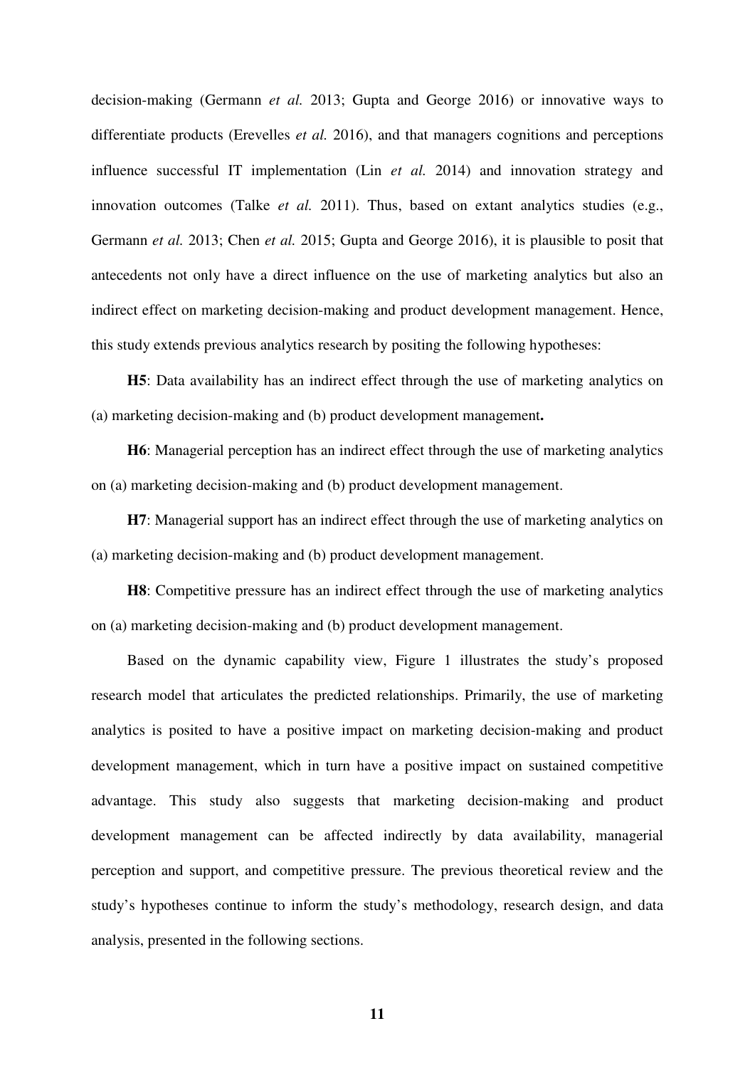decision-making (Germann *et al.* 2013; Gupta and George 2016) or innovative ways to differentiate products (Erevelles *et al.* 2016), and that managers cognitions and perceptions influence successful IT implementation (Lin *et al.* 2014) and innovation strategy and innovation outcomes (Talke *et al.* 2011). Thus, based on extant analytics studies (e.g., Germann *et al.* 2013; Chen *et al.* 2015; Gupta and George 2016), it is plausible to posit that antecedents not only have a direct influence on the use of marketing analytics but also an indirect effect on marketing decision-making and product development management. Hence, this study extends previous analytics research by positing the following hypotheses:

**H5**: Data availability has an indirect effect through the use of marketing analytics on (a) marketing decision-making and (b) product development management**.**

**H6**: Managerial perception has an indirect effect through the use of marketing analytics on (a) marketing decision-making and (b) product development management.

**H7**: Managerial support has an indirect effect through the use of marketing analytics on (a) marketing decision-making and (b) product development management.

**H8**: Competitive pressure has an indirect effect through the use of marketing analytics on (a) marketing decision-making and (b) product development management.

Based on the dynamic capability view, Figure 1 illustrates the study's proposed research model that articulates the predicted relationships. Primarily, the use of marketing analytics is posited to have a positive impact on marketing decision-making and product development management, which in turn have a positive impact on sustained competitive advantage. This study also suggests that marketing decision-making and product development management can be affected indirectly by data availability, managerial perception and support, and competitive pressure. The previous theoretical review and the study's hypotheses continue to inform the study's methodology, research design, and data analysis, presented in the following sections.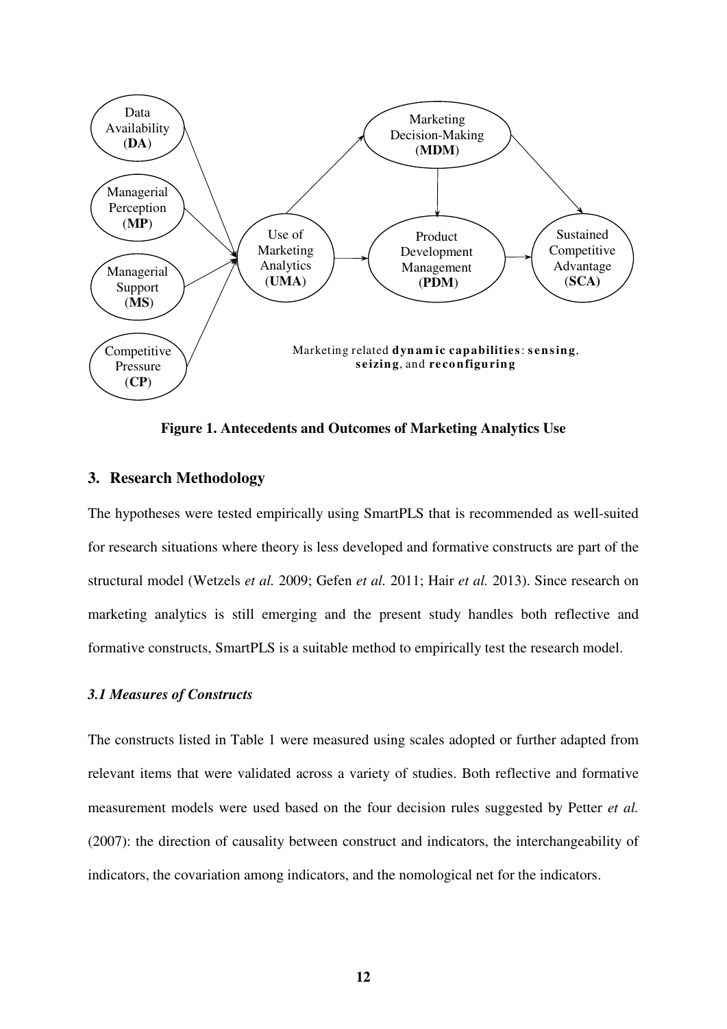Data Availability (**DA**)

Managerial Perception (**MP**)

Managerial Support (**MS**)

Competitive Pressure (**CP**)

Use of Marketing Analytics (**UMA**)

Marketing Decision-Making (**MDM**)

Product Development Management (**PDM**)

Sustained Competitive Advantage (**SCA**)

Marketing related **dynamic capabilities**: **sensing**, **seizing**, and **reconfiguring**

**Figure 1. Antecedents and Outcomes of Marketing Analytics Use**

## 3. Research Methodology

The hypotheses were tested empirically using SmartPLS that is recommended as well-suited for research situations where theory is less developed and formative constructs are part of the structural model (Wetzels *et al.* 2009; Gefen *et al.* 2011; Hair *et al.* 2013). Since research on marketing analytics is still emerging and the present study handles both reflective and formative constructs, SmartPLS is a suitable method to empirically test the research model.

### *3.1 Measures of Constructs*

The constructs listed in Table 1 were measured using scales adopted or further adapted from relevant items that were validated across a variety of studies. Both reflective and formative measurement models were used based on the four decision rules suggested by Petter *et al.* (2007): the direction of causality between construct and indicators, the interchangeability of indicators, the covariation among indicators, and the nomological net for the indicators.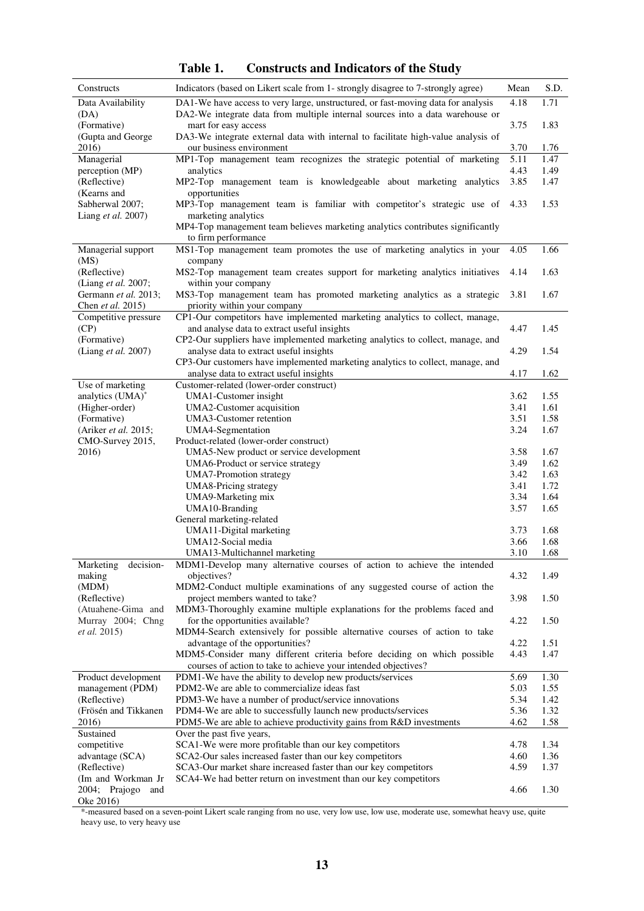**Table 1. Constructs and Indicators of the Study**

| Constructs | Indicators (based on Likert scale from 1- strongly disagree to 7-strongly agree) | Mean | S.D. |
|---|---|---|---|
| Data Availability (DA) (Formative) (Gupta and George 2016) | DA1-We have access to very large, unstructured, or fast-moving data for analysis | 4.18 | 1.71 |
| | DA2-We integrate data from multiple internal sources into a data warehouse or mart for easy access | 3.75 | 1.83 |
| | DA3-We integrate external data with internal to facilitate high-value analysis of our business environment | 3.70 | 1.76 |
| Managerial perception (MP) (Reflective) (Kearns and Sabherwal 2007; Liang *et al.* 2007) | MP1-Top management team recognizes the strategic potential of marketing analytics | 5.11 | 1.47 |
| | MP2-Top management team is knowledgeable about marketing analytics opportunities | 4.43 | 1.49 |
| | MP3-Top management team is familiar with competitor's strategic use of marketing analytics | 3.85 | 1.47 |
| | MP4-Top management team believes marketing analytics contributes significantly to firm performance | 4.33 | 1.53 |
| Managerial support (MS) (Reflective) (Liang *et al.* 2007; Germann *et al.* 2013; Chen *et al.* 2015) | MS1-Top management team promotes the use of marketing analytics in your company | 4.05 | 1.66 |
| | MS2-Top management team creates support for marketing analytics initiatives within your company | 4.14 | 1.63 |
| | MS3-Top management team has promoted marketing analytics as a strategic priority within your company | 3.81 | 1.67 |
| Competitive pressure (CP) (Formative) (Liang *et al.* 2007) | CP1-Our competitors have implemented marketing analytics to collect, manage, and analyse data to extract useful insights | 4.47 | 1.45 |
| | CP2-Our suppliers have implemented marketing analytics to collect, manage, and analyse data to extract useful insights | 4.29 | 1.54 |
| | CP3-Our customers have implemented marketing analytics to collect, manage, and analyse data to extract useful insights | 4.17 | 1.62 |
| Use of marketing analytics (UMA)* (Higher-order) (Formative) (Ariker *et al.* 2015; CMO-Survey 2015, 2016) | Customer-related (lower-order construct) | | |
| | UMA1-Customer insight | 3.62 | 1.55 |
| | UMA2-Customer acquisition | 3.41 | 1.61 |
| | UMA3-Customer retention | 3.51 | 1.58 |
| | UMA4-Segmentation | 3.24 | 1.67 |
| | Product-related (lower-order construct) | | |
| | UMA5-New product or service development | 3.58 | 1.67 |
| | UMA6-Product or service strategy | 3.49 | 1.62 |
| | UMA7-Promotion strategy | 3.42 | 1.63 |
| | UMA8-Pricing strategy | 3.41 | 1.72 |
| | UMA9-Marketing mix | 3.34 | 1.64 |
| | UMA10-Branding | 3.57 | 1.65 |
| | General marketing-related | | |
| | UMA11-Digital marketing | 3.73 | 1.68 |
| | UMA12-Social media | 3.66 | 1.68 |
| | UMA13-Multichannel marketing | 3.10 | 1.68 |
| Marketing decision-making (MDM) (Reflective) (Atuahene-Gima and Murray 2004; Chng *et al.* 2015) | MDM1-Develop many alternative courses of action to achieve the intended objectives? | 4.32 | 1.49 |
| | MDM2-Conduct multiple examinations of any suggested course of action the project members wanted to take? | 3.98 | 1.50 |
| | MDM3-Thoroughly examine multiple explanations for the problems faced and for the opportunities available? | 4.22 | 1.50 |
| | MDM4-Search extensively for possible alternative courses of action to take advantage of the opportunities? | 4.22 | 1.51 |
| | MDM5-Consider many different criteria before deciding on which possible courses of action to take to achieve your intended objectives? | 4.43 | 1.47 |
| Product development management (PDM) (Reflective) (Frösén and Tikkanen 2016) | PDM1-We have the ability to develop new products/services | 5.69 | 1.30 |
| | PDM2-We are able to commercialize ideas fast | 5.03 | 1.55 |
| | PDM3-We have a number of product/service innovations | 5.34 | 1.42 |
| | PDM4-We are able to successfully launch new products/services | 5.36 | 1.32 |
| | PDM5-We are able to achieve productivity gains from R&D investments | 4.62 | 1.58 |
| Sustained competitive advantage (SCA) (Reflective) (Im and Workman Jr 2004; Prajogo and Oke 2016) | Over the past five years, | | |
| | SCA1-We were more profitable than our key competitors | 4.78 | 1.34 |
| | SCA2-Our sales increased faster than our key competitors | 4.60 | 1.36 |
| | SCA3-Our market share increased faster than our key competitors | 4.59 | 1.37 |
| | SCA4-We had better return on investment than our key competitors | 4.66 | 1.30 |

*-measured based on a seven-point Likert scale ranging from no use, very low use, low use, moderate use, somewhat heavy use, quite heavy use, to very heavy use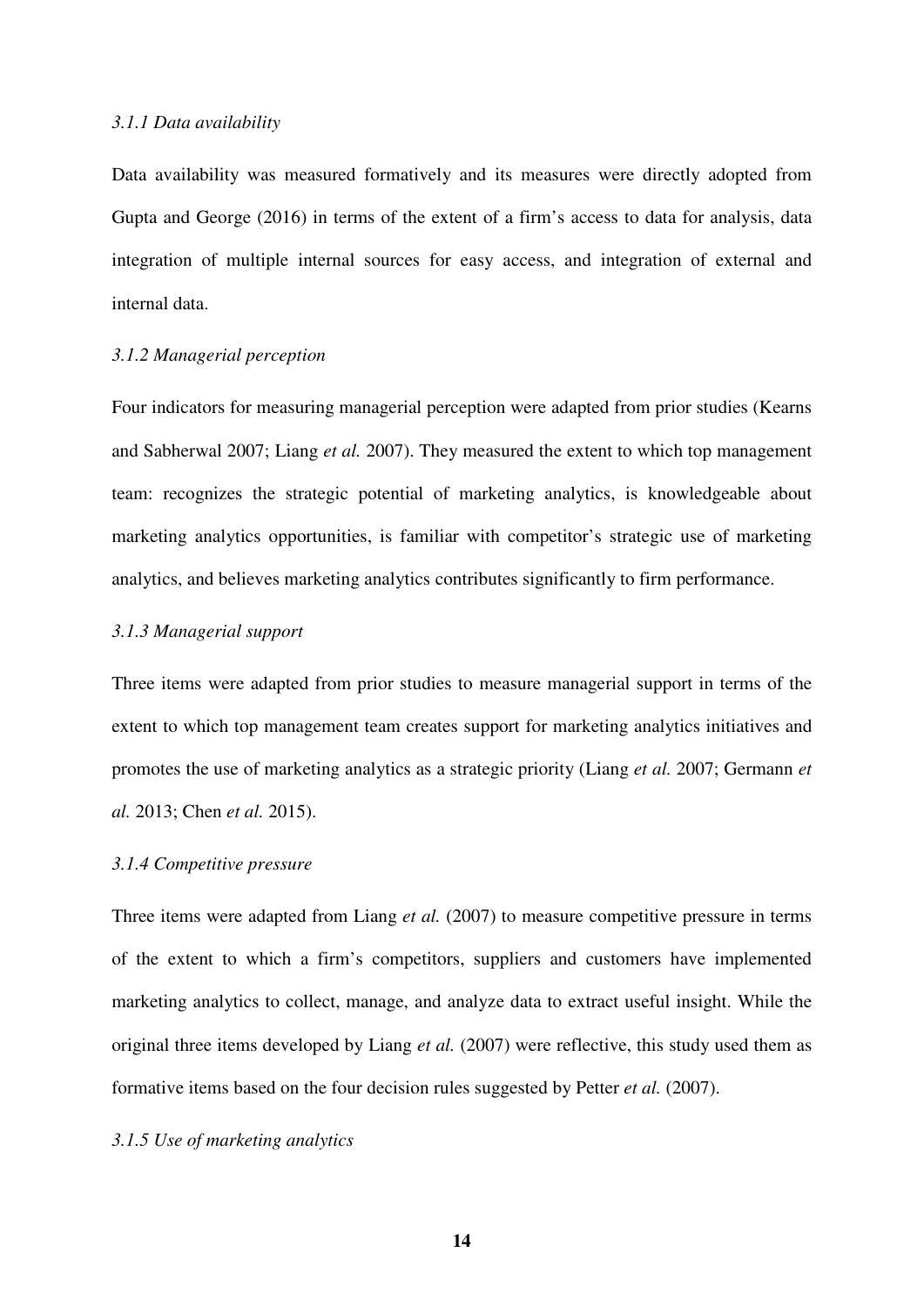#### *3.1.1 Data availability*

Data availability was measured formatively and its measures were directly adopted from Gupta and George (2016) in terms of the extent of a firm's access to data for analysis, data integration of multiple internal sources for easy access, and integration of external and internal data.

#### *3.1.2 Managerial perception*

Four indicators for measuring managerial perception were adapted from prior studies (Kearns and Sabherwal 2007; Liang *et al.* 2007). They measured the extent to which top management team: recognizes the strategic potential of marketing analytics, is knowledgeable about marketing analytics opportunities, is familiar with competitor's strategic use of marketing analytics, and believes marketing analytics contributes significantly to firm performance.

#### *3.1.3 Managerial support*

Three items were adapted from prior studies to measure managerial support in terms of the extent to which top management team creates support for marketing analytics initiatives and promotes the use of marketing analytics as a strategic priority (Liang *et al.* 2007; Germann *et al.* 2013; Chen *et al.* 2015).

#### *3.1.4 Competitive pressure*

Three items were adapted from Liang *et al.* (2007) to measure competitive pressure in terms of the extent to which a firm's competitors, suppliers and customers have implemented marketing analytics to collect, manage, and analyze data to extract useful insight. While the original three items developed by Liang *et al.* (2007) were reflective, this study used them as formative items based on the four decision rules suggested by Petter *et al.* (2007).

#### *3.1.5 Use of marketing analytics*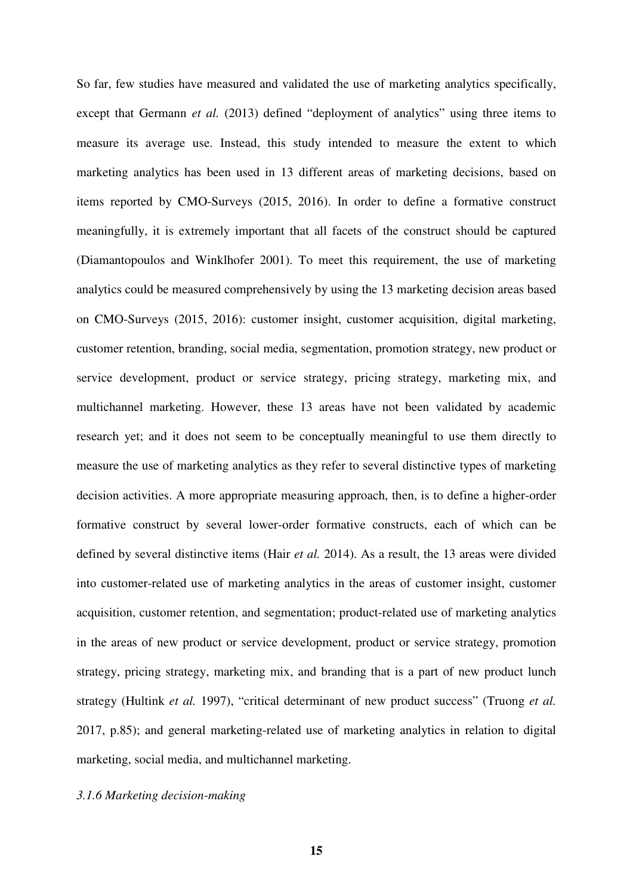So far, few studies have measured and validated the use of marketing analytics specifically, except that Germann *et al.* (2013) defined "deployment of analytics" using three items to measure its average use. Instead, this study intended to measure the extent to which marketing analytics has been used in 13 different areas of marketing decisions, based on items reported by CMO-Surveys (2015, 2016). In order to define a formative construct meaningfully, it is extremely important that all facets of the construct should be captured (Diamantopoulos and Winklhofer 2001). To meet this requirement, the use of marketing analytics could be measured comprehensively by using the 13 marketing decision areas based on CMO-Surveys (2015, 2016): customer insight, customer acquisition, digital marketing, customer retention, branding, social media, segmentation, promotion strategy, new product or service development, product or service strategy, pricing strategy, marketing mix, and multichannel marketing. However, these 13 areas have not been validated by academic research yet; and it does not seem to be conceptually meaningful to use them directly to measure the use of marketing analytics as they refer to several distinctive types of marketing decision activities. A more appropriate measuring approach, then, is to define a higher-order formative construct by several lower-order formative constructs, each of which can be defined by several distinctive items (Hair *et al.* 2014). As a result, the 13 areas were divided into customer-related use of marketing analytics in the areas of customer insight, customer acquisition, customer retention, and segmentation; product-related use of marketing analytics in the areas of new product or service development, product or service strategy, promotion strategy, pricing strategy, marketing mix, and branding that is a part of new product lunch strategy (Hultink *et al.* 1997), "critical determinant of new product success" (Truong *et al.* 2017, p.85); and general marketing-related use of marketing analytics in relation to digital marketing, social media, and multichannel marketing.

*3.1.6 Marketing decision-making*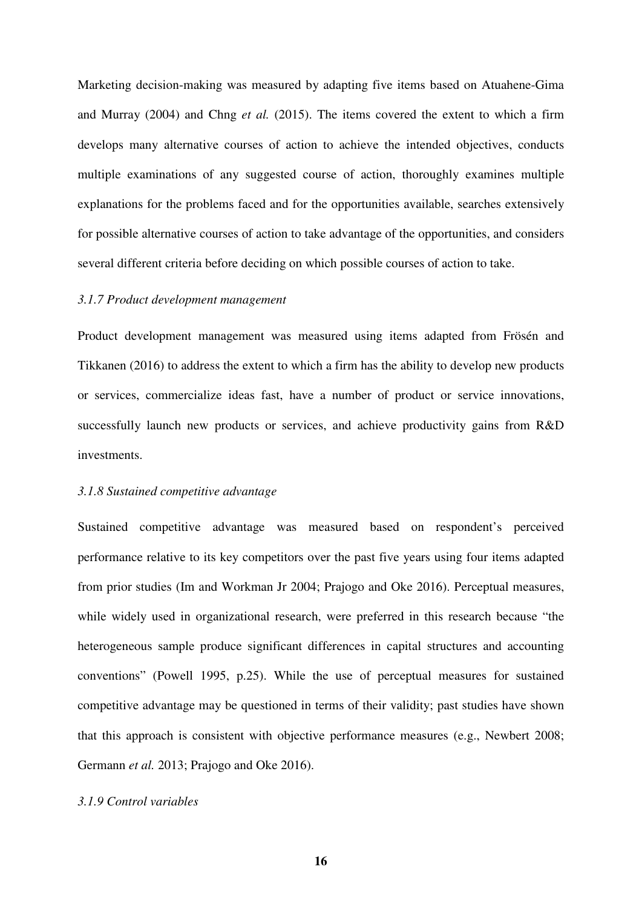Marketing decision-making was measured by adapting five items based on Atuahene-Gima and Murray (2004) and Chng *et al.* (2015). The items covered the extent to which a firm develops many alternative courses of action to achieve the intended objectives, conducts multiple examinations of any suggested course of action, thoroughly examines multiple explanations for the problems faced and for the opportunities available, searches extensively for possible alternative courses of action to take advantage of the opportunities, and considers several different criteria before deciding on which possible courses of action to take.

### *3.1.7 Product development management*

Product development management was measured using items adapted from Frösén and Tikkanen (2016) to address the extent to which a firm has the ability to develop new products or services, commercialize ideas fast, have a number of product or service innovations, successfully launch new products or services, and achieve productivity gains from R&D investments.

### *3.1.8 Sustained competitive advantage*

Sustained competitive advantage was measured based on respondent's perceived performance relative to its key competitors over the past five years using four items adapted from prior studies (Im and Workman Jr 2004; Prajogo and Oke 2016). Perceptual measures, while widely used in organizational research, were preferred in this research because "the heterogeneous sample produce significant differences in capital structures and accounting conventions" (Powell 1995, p.25). While the use of perceptual measures for sustained competitive advantage may be questioned in terms of their validity; past studies have shown that this approach is consistent with objective performance measures (e.g., Newbert 2008; Germann *et al.* 2013; Prajogo and Oke 2016).

### *3.1.9 Control variables*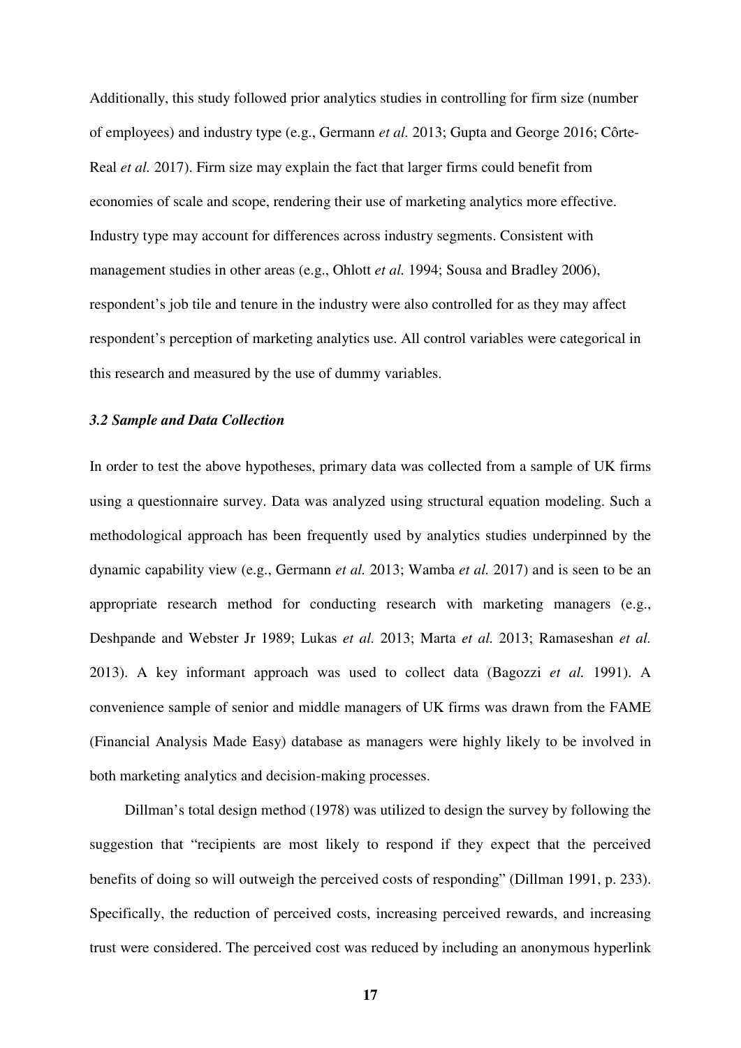Additionally, this study followed prior analytics studies in controlling for firm size (number of employees) and industry type (e.g., Germann *et al.* 2013; Gupta and George 2016; Côrte-Real *et al.* 2017). Firm size may explain the fact that larger firms could benefit from economies of scale and scope, rendering their use of marketing analytics more effective. Industry type may account for differences across industry segments. Consistent with management studies in other areas (e.g., Ohlott *et al.* 1994; Sousa and Bradley 2006), respondent's job tile and tenure in the industry were also controlled for as they may affect respondent's perception of marketing analytics use. All control variables were categorical in this research and measured by the use of dummy variables.

### *3.2 Sample and Data Collection*

In order to test the above hypotheses, primary data was collected from a sample of UK firms using a questionnaire survey. Data was analyzed using structural equation modeling. Such a methodological approach has been frequently used by analytics studies underpinned by the dynamic capability view (e.g., Germann *et al.* 2013; Wamba *et al.* 2017) and is seen to be an appropriate research method for conducting research with marketing managers (e.g., Deshpande and Webster Jr 1989; Lukas *et al.* 2013; Marta *et al.* 2013; Ramaseshan *et al.* 2013). A key informant approach was used to collect data (Bagozzi *et al.* 1991). A convenience sample of senior and middle managers of UK firms was drawn from the FAME (Financial Analysis Made Easy) database as managers were highly likely to be involved in both marketing analytics and decision-making processes.

Dillman's total design method (1978) was utilized to design the survey by following the suggestion that "recipients are most likely to respond if they expect that the perceived benefits of doing so will outweigh the perceived costs of responding" (Dillman 1991, p. 233). Specifically, the reduction of perceived costs, increasing perceived rewards, and increasing trust were considered. The perceived cost was reduced by including an anonymous hyperlink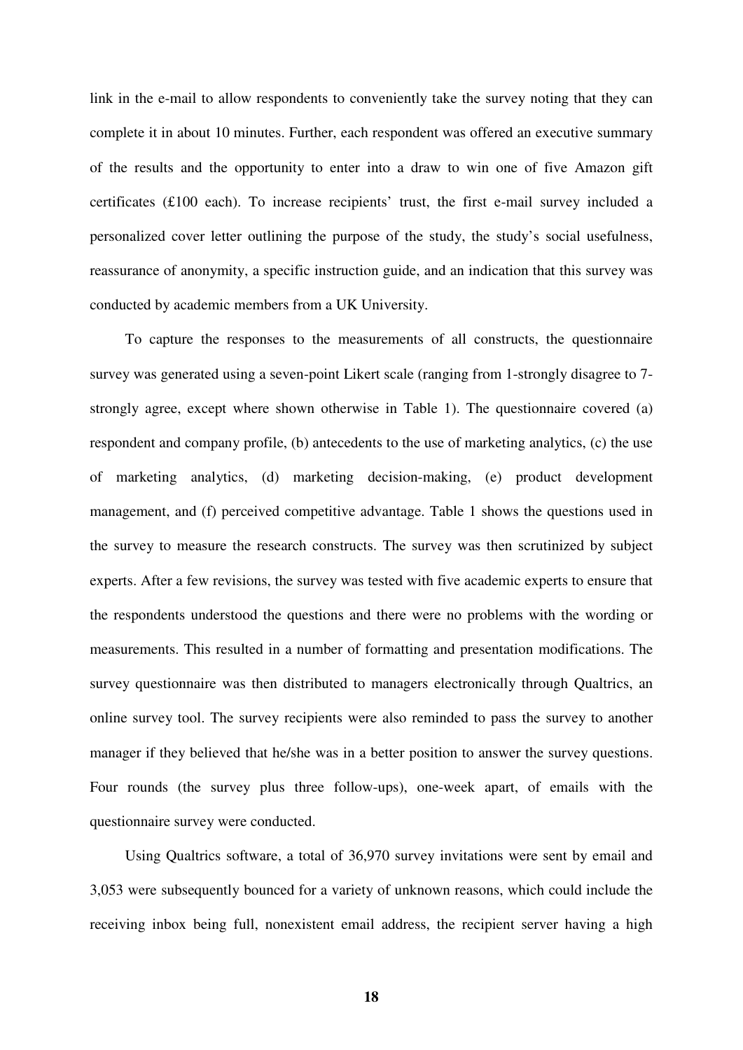link in the e-mail to allow respondents to conveniently take the survey noting that they can complete it in about 10 minutes. Further, each respondent was offered an executive summary of the results and the opportunity to enter into a draw to win one of five Amazon gift certificates (£100 each). To increase recipients' trust, the first e-mail survey included a personalized cover letter outlining the purpose of the study, the study's social usefulness, reassurance of anonymity, a specific instruction guide, and an indication that this survey was conducted by academic members from a UK University.

To capture the responses to the measurements of all constructs, the questionnaire survey was generated using a seven-point Likert scale (ranging from 1-strongly disagree to 7-strongly agree, except where shown otherwise in Table 1). The questionnaire covered (a) respondent and company profile, (b) antecedents to the use of marketing analytics, (c) the use of marketing analytics, (d) marketing decision-making, (e) product development management, and (f) perceived competitive advantage. Table 1 shows the questions used in the survey to measure the research constructs. The survey was then scrutinized by subject experts. After a few revisions, the survey was tested with five academic experts to ensure that the respondents understood the questions and there were no problems with the wording or measurements. This resulted in a number of formatting and presentation modifications. The survey questionnaire was then distributed to managers electronically through Qualtrics, an online survey tool. The survey recipients were also reminded to pass the survey to another manager if they believed that he/she was in a better position to answer the survey questions. Four rounds (the survey plus three follow-ups), one-week apart, of emails with the questionnaire survey were conducted.

Using Qualtrics software, a total of 36,970 survey invitations were sent by email and 3,053 were subsequently bounced for a variety of unknown reasons, which could include the receiving inbox being full, nonexistent email address, the recipient server having a high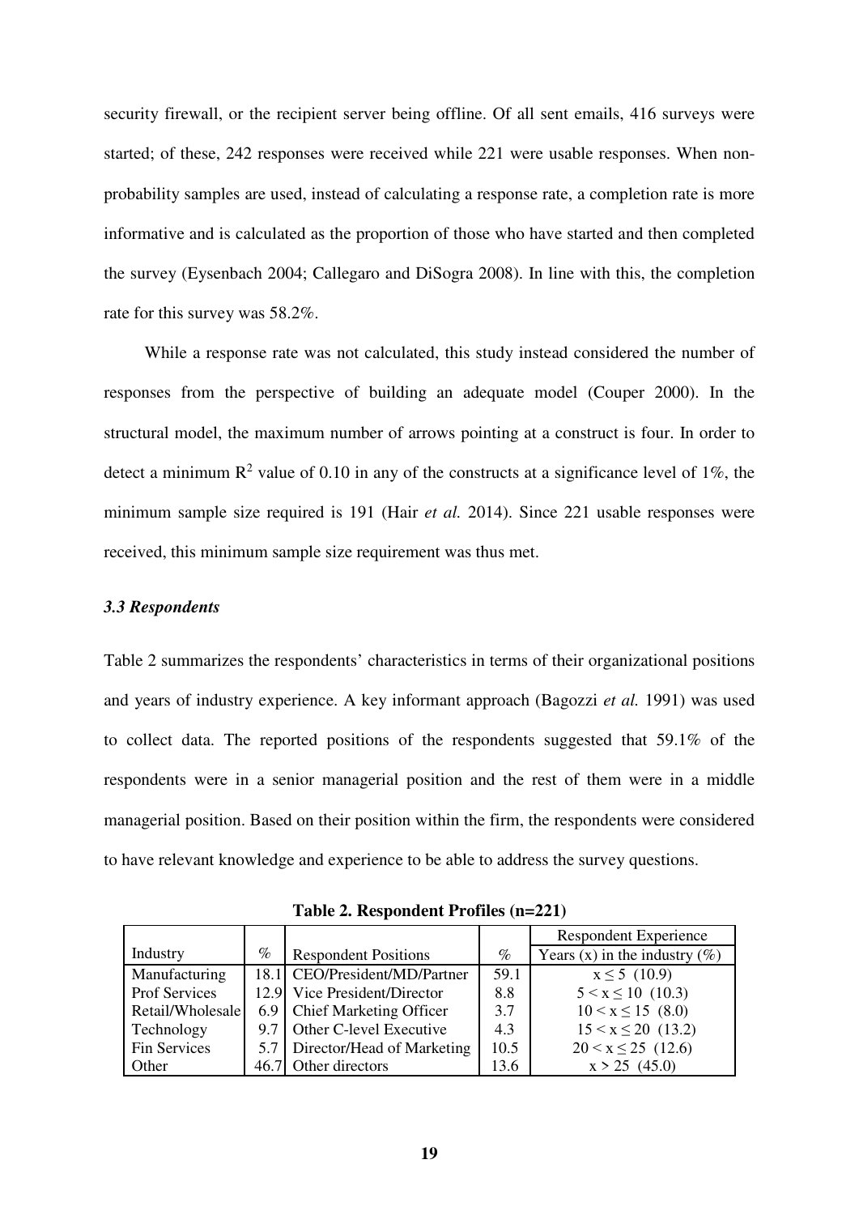security firewall, or the recipient server being offline. Of all sent emails, 416 surveys were started; of these, 242 responses were received while 221 were usable responses. When non-probability samples are used, instead of calculating a response rate, a completion rate is more informative and is calculated as the proportion of those who have started and then completed the survey (Eysenbach 2004; Callegaro and DiSogra 2008). In line with this, the completion rate for this survey was 58.2%.

While a response rate was not calculated, this study instead considered the number of responses from the perspective of building an adequate model (Couper 2000). In the structural model, the maximum number of arrows pointing at a construct is four. In order to detect a minimum $R^2$ value of 0.10 in any of the constructs at a significance level of 1%, the minimum sample size required is 191 (Hair *et al.* 2014). Since 221 usable responses were received, this minimum sample size requirement was thus met.

### *3.3 Respondents*

Table 2 summarizes the respondents' characteristics in terms of their organizational positions and years of industry experience. A key informant approach (Bagozzi *et al.* 1991) was used to collect data. The reported positions of the respondents suggested that 59.1% of the respondents were in a senior managerial position and the rest of them were in a middle managerial position. Based on their position within the firm, the respondents were considered to have relevant knowledge and experience to be able to address the survey questions.

**Table 2. Respondent Profiles (n=221)**

| | | | | Respondent Experience |
|---|---|---|---|---|
| Industry | % | Respondent Positions | % | Years (x) in the industry (%) |
| Manufacturing | 18.1 | CEO/President/MD/Partner | 59.1 | $x \leq 5$ (10.9) |
| Prof Services | 12.9 | Vice President/Director | 8.8 | $5 < x \leq 10$ (10.3) |
| Retail/Wholesale | 6.9 | Chief Marketing Officer | 3.7 | $10 < x \leq 15$ (8.0) |
| Technology | 9.7 | Other C-level Executive | 4.3 | $15 < x \leq 20$ (13.2) |
| Fin Services | 5.7 | Director/Head of Marketing | 10.5 | $20 < x \leq 25$ (12.6) |
| Other | 46.7 | Other directors | 13.6 | $x > 25$ (45.0) |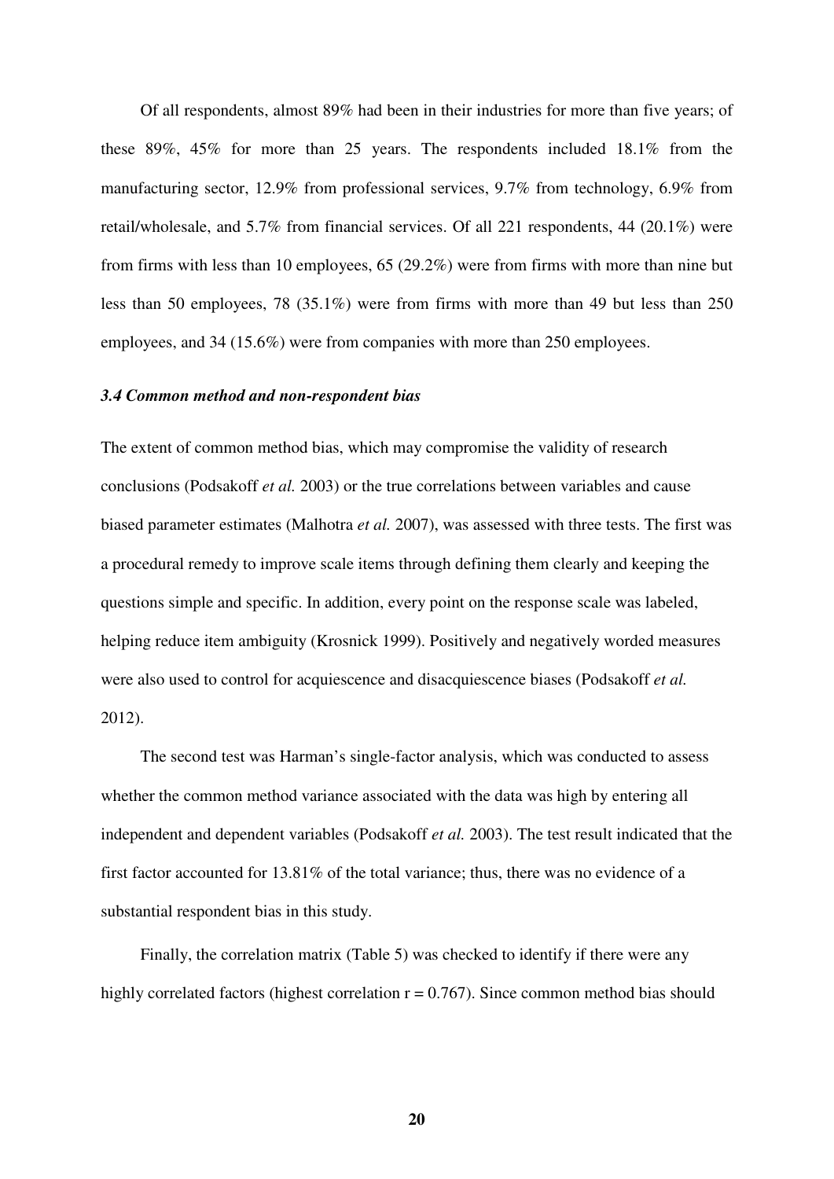Of all respondents, almost 89% had been in their industries for more than five years; of these 89%, 45% for more than 25 years. The respondents included 18.1% from the manufacturing sector, 12.9% from professional services, 9.7% from technology, 6.9% from retail/wholesale, and 5.7% from financial services. Of all 221 respondents, 44 (20.1%) were from firms with less than 10 employees, 65 (29.2%) were from firms with more than nine but less than 50 employees, 78 (35.1%) were from firms with more than 49 but less than 250 employees, and 34 (15.6%) were from companies with more than 250 employees.

### *3.4 Common method and non-respondent bias*

The extent of common method bias, which may compromise the validity of research conclusions (Podsakoff *et al.* 2003) or the true correlations between variables and cause biased parameter estimates (Malhotra *et al.* 2007), was assessed with three tests. The first was a procedural remedy to improve scale items through defining them clearly and keeping the questions simple and specific. In addition, every point on the response scale was labeled, helping reduce item ambiguity (Krosnick 1999). Positively and negatively worded measures were also used to control for acquiescence and disacquiescence biases (Podsakoff *et al.* 2012).

The second test was Harman's single-factor analysis, which was conducted to assess whether the common method variance associated with the data was high by entering all independent and dependent variables (Podsakoff *et al.* 2003). The test result indicated that the first factor accounted for 13.81% of the total variance; thus, there was no evidence of a substantial respondent bias in this study.

Finally, the correlation matrix (Table 5) was checked to identify if there were any highly correlated factors (highest correlation $r = 0.767$). Since common method bias should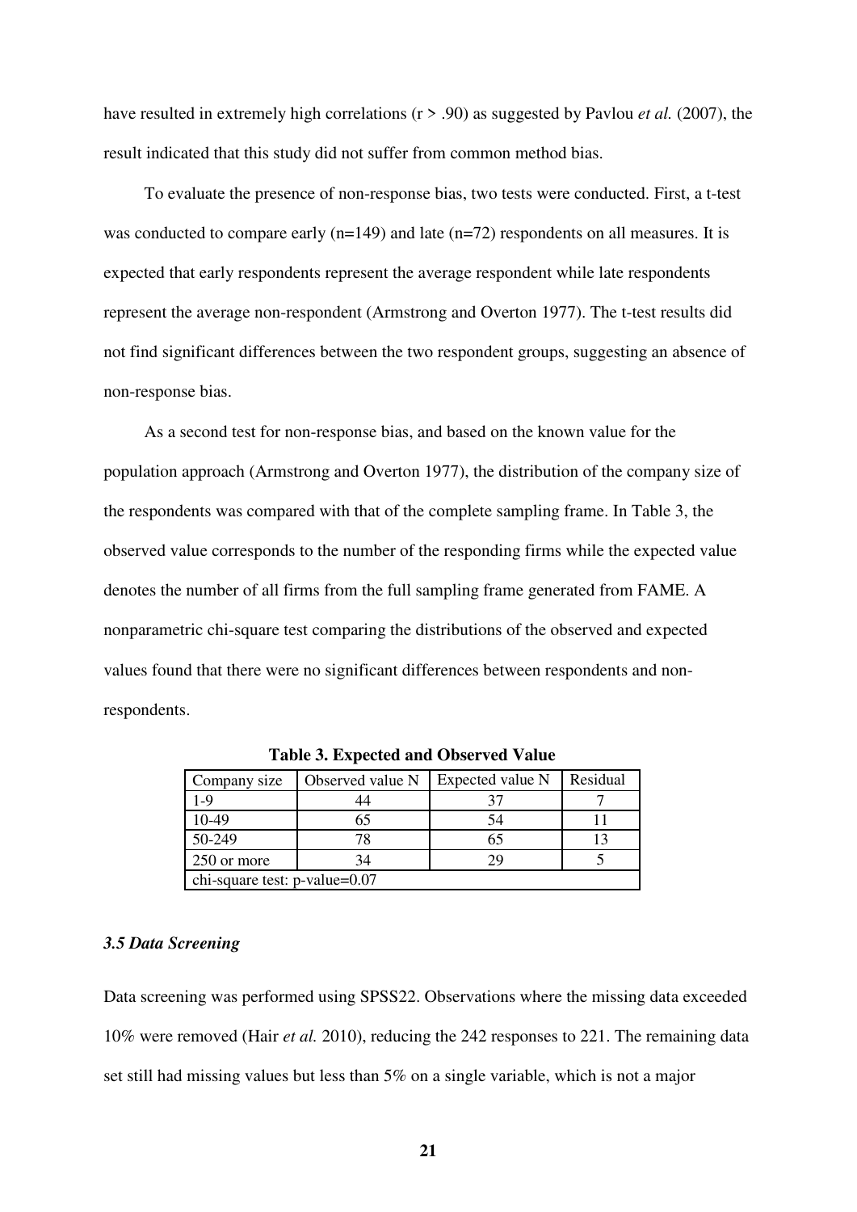have resulted in extremely high correlations ($r > .90$) as suggested by Pavlou *et al.* (2007), the result indicated that this study did not suffer from common method bias.

To evaluate the presence of non-response bias, two tests were conducted. First, a t-test was conducted to compare early (n=149) and late (n=72) respondents on all measures. It is expected that early respondents represent the average respondent while late respondents represent the average non-respondent (Armstrong and Overton 1977). The t-test results did not find significant differences between the two respondent groups, suggesting an absence of non-response bias.

As a second test for non-response bias, and based on the known value for the population approach (Armstrong and Overton 1977), the distribution of the company size of the respondents was compared with that of the complete sampling frame. In Table 3, the observed value corresponds to the number of the responding firms while the expected value denotes the number of all firms from the full sampling frame generated from FAME. A nonparametric chi-square test comparing the distributions of the observed and expected values found that there were no significant differences between respondents and non-respondents.

**Table 3. Expected and Observed Value**

| Company size | Observed value N | Expected value N | Residual |
|---|---|---|---|
| 1-9 | 44 | 37 | 7 |
| 10-49 | 65 | 54 | 11 |
| 50-249 | 78 | 65 | 13 |
| 250 or more | 34 | 29 | 5 |
| chi-square test: p-value=0.07 | | | |

### *3.5 Data Screening*

Data screening was performed using SPSS22. Observations where the missing data exceeded 10% were removed (Hair *et al.* 2010), reducing the 242 responses to 221. The remaining data set still had missing values but less than 5% on a single variable, which is not a major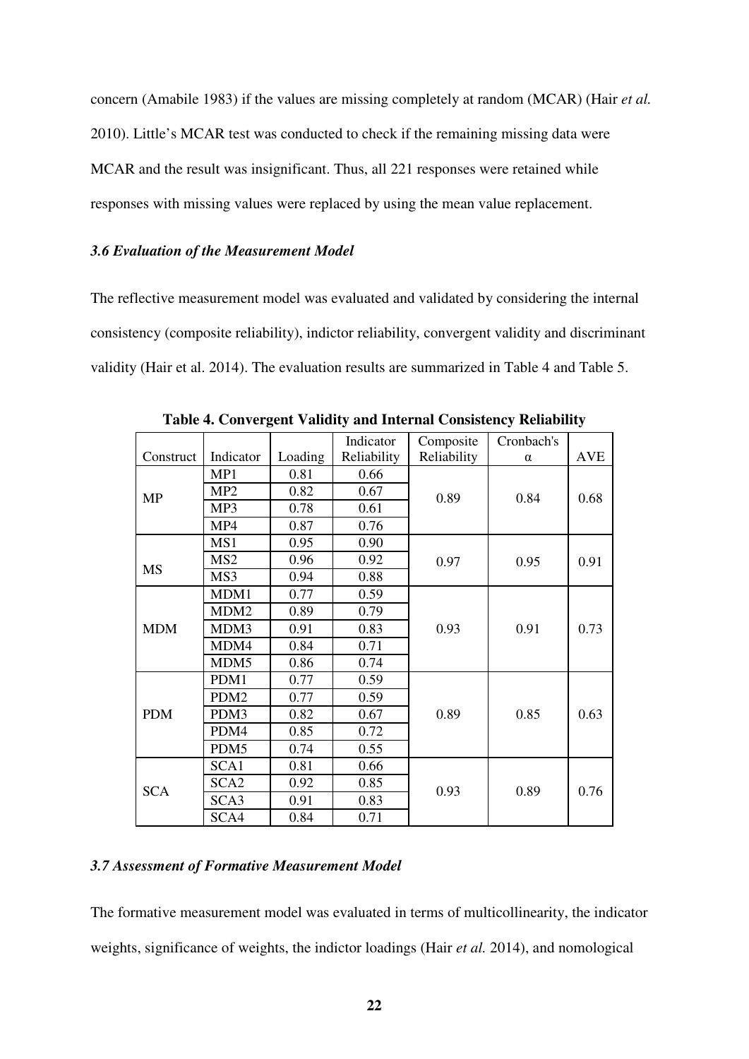concern (Amabile 1983) if the values are missing completely at random (MCAR) (Hair *et al.* 2010). Little's MCAR test was conducted to check if the remaining missing data were MCAR and the result was insignificant. Thus, all 221 responses were retained while responses with missing values were replaced by using the mean value replacement.

### *3.6 Evaluation of the Measurement Model*

The reflective measurement model was evaluated and validated by considering the internal consistency (composite reliability), indictor reliability, convergent validity and discriminant validity (Hair et al. 2014). The evaluation results are summarized in Table 4 and Table 5.

**Table 4. Convergent Validity and Internal Consistency Reliability**

| Construct | Indicator | Loading | Indicator Reliability | Composite Reliability | Cronbach's α | AVE |
|---|---|---|---|---|---|---|
| MP | MP1 | 0.81 | 0.66 | 0.89 | 0.84 | 0.68 |
| | MP2 | 0.82 | 0.67 | | | |
| | MP3 | 0.78 | 0.61 | | | |
| | MP4 | 0.87 | 0.76 | | | |
| MS | MS1 | 0.95 | 0.90 | 0.97 | 0.95 | 0.91 |
| | MS2 | 0.96 | 0.92 | | | |
| | MS3 | 0.94 | 0.88 | | | |
| MDM | MDM1 | 0.77 | 0.59 | 0.93 | 0.91 | 0.73 |
| | MDM2 | 0.89 | 0.79 | | | |
| | MDM3 | 0.91 | 0.83 | | | |
| | MDM4 | 0.84 | 0.71 | | | |
| | MDM5 | 0.86 | 0.74 | | | |
| PDM | PDM1 | 0.77 | 0.59 | 0.89 | 0.85 | 0.63 |
| | PDM2 | 0.77 | 0.59 | | | |
| | PDM3 | 0.82 | 0.67 | | | |
| | PDM4 | 0.85 | 0.72 | | | |
| | PDM5 | 0.74 | 0.55 | | | |
| SCA | SCA1 | 0.81 | 0.66 | 0.93 | 0.89 | 0.76 |
| | SCA2 | 0.92 | 0.85 | | | |
| | SCA3 | 0.91 | 0.83 | | | |
| | SCA4 | 0.84 | 0.71 | | | |

### *3.7 Assessment of Formative Measurement Model*

The formative measurement model was evaluated in terms of multicollinearity, the indicator weights, significance of weights, the indictor loadings (Hair *et al.* 2014), and nomological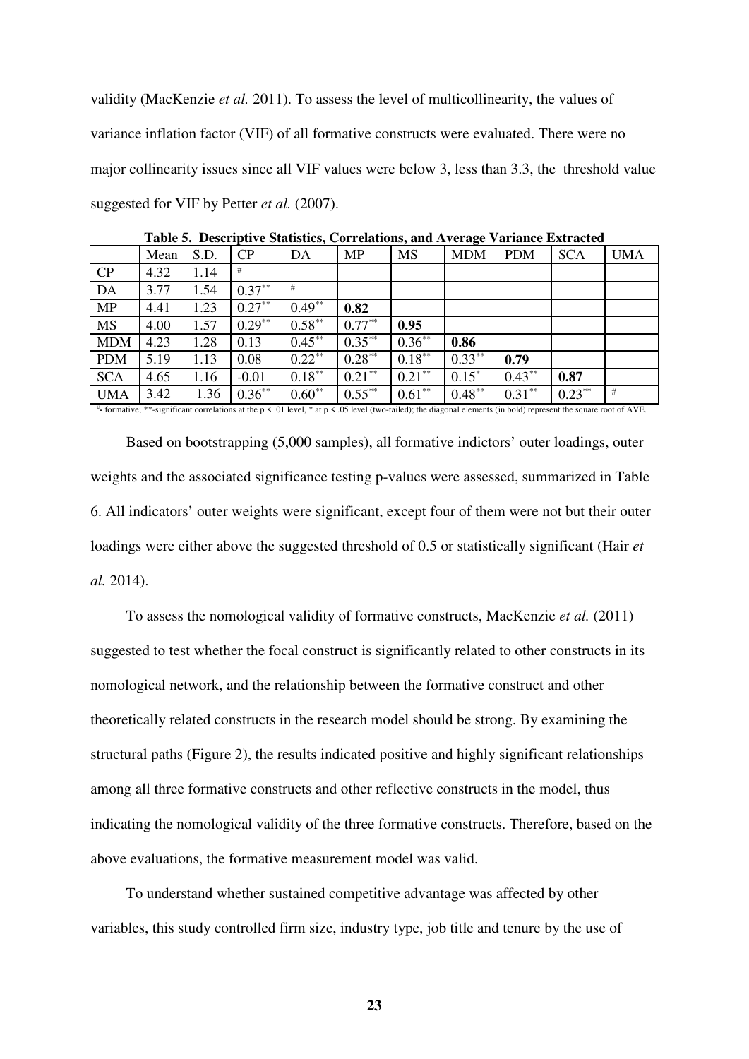validity (MacKenzie *et al.* 2011). To assess the level of multicollinearity, the values of variance inflation factor (VIF) of all formative constructs were evaluated. There were no major collinearity issues since all VIF values were below 3, less than 3.3, the threshold value suggested for VIF by Petter *et al.* (2007).

**Table 5. Descriptive Statistics, Correlations, and Average Variance Extracted**

| | Mean | S.D. | CP | DA | MP | MS | MDM | PDM | SCA | UMA |
|---|---|---|---|---|---|---|---|---|---|---|
| CP | 4.32 | 1.14 | # | | | | | | | |
| DA | 3.77 | 1.54 | 0.37** | # | | | | | | |
| MP | 4.41 | 1.23 | 0.27** | 0.49** | **0.82** | | | | | |
| MS | 4.00 | 1.57 | 0.29** | 0.58** | 0.77** | **0.95** | | | | |
| MDM | 4.23 | 1.28 | 0.13 | 0.45** | 0.35** | 0.36** | **0.86** | | | |
| PDM | 5.19 | 1.13 | 0.08 | 0.22** | 0.28** | 0.18** | 0.33** | **0.79** | | |
| SCA | 4.65 | 1.16 | -0.01 | 0.18** | 0.21** | 0.21** | 0.15* | 0.43** | **0.87** | |
| UMA | 3.42 | 1.36 | 0.36** | 0.60** | 0.55** | 0.61** | 0.48** | 0.31** | 0.23** | # |

#- formative; **-significant correlations at the $p < .01$ level, * at $p < .05$ level (two-tailed); the diagonal elements (in bold) represent the square root of AVE.

Based on bootstrapping (5,000 samples), all formative indictors' outer loadings, outer weights and the associated significance testing p-values were assessed, summarized in Table 6. All indicators' outer weights were significant, except four of them were not but their outer loadings were either above the suggested threshold of 0.5 or statistically significant (Hair *et al.* 2014).

To assess the nomological validity of formative constructs, MacKenzie *et al.* (2011) suggested to test whether the focal construct is significantly related to other constructs in its nomological network, and the relationship between the formative construct and other theoretically related constructs in the research model should be strong. By examining the structural paths (Figure 2), the results indicated positive and highly significant relationships among all three formative constructs and other reflective constructs in the model, thus indicating the nomological validity of the three formative constructs. Therefore, based on the above evaluations, the formative measurement model was valid.

To understand whether sustained competitive advantage was affected by other variables, this study controlled firm size, industry type, job title and tenure by the use of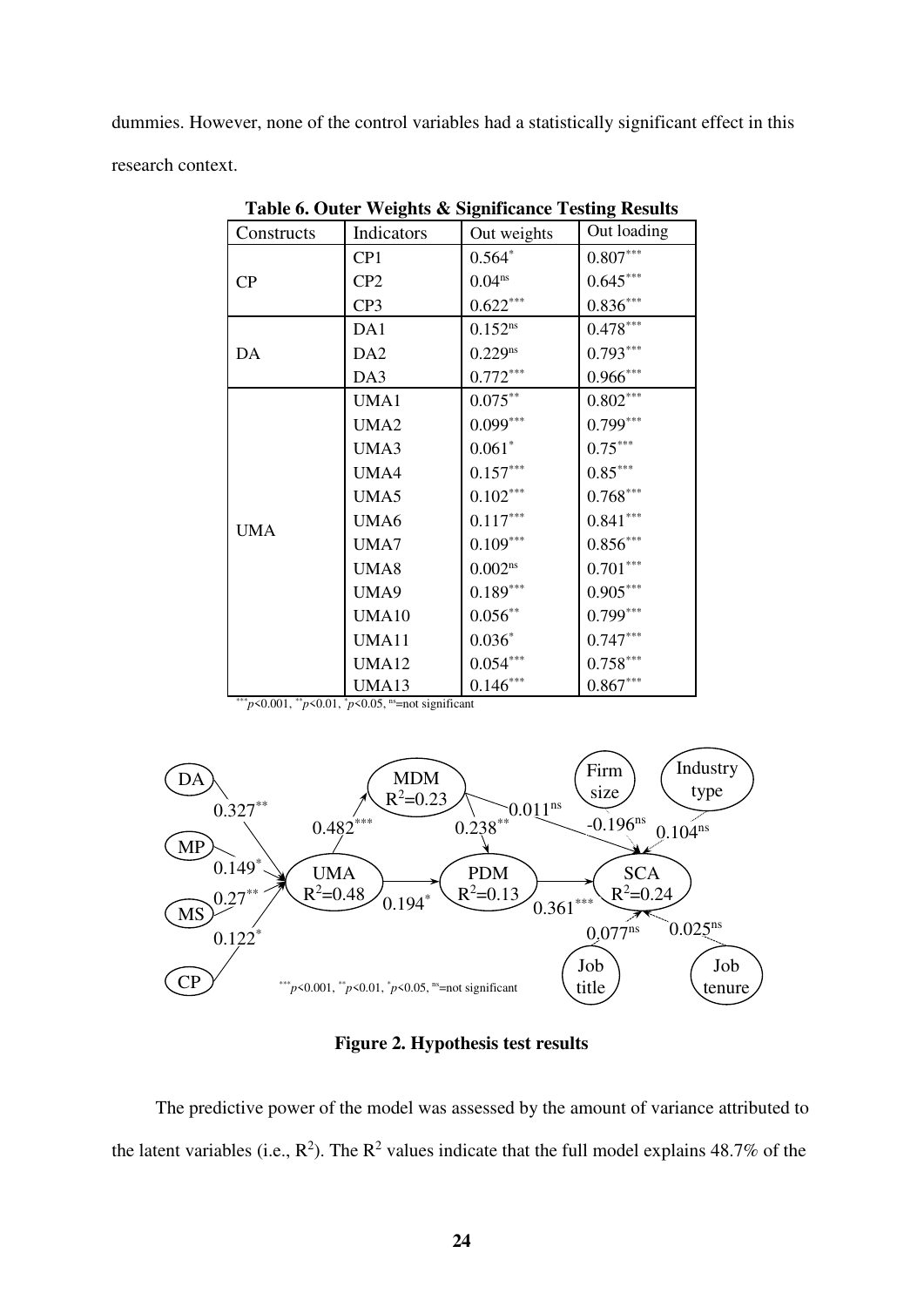dummies. However, none of the control variables had a statistically significant effect in this research context.

**Table 6. Outer Weights & Significance Testing Results**

| Constructs | Indicators | Out weights | Out loading |
|---|---|---|---|
| CP | CP1 | $0.564^{*}$ | $0.807^{***}$ |
| | CP2 | $0.04^{ns}$ | $0.645^{***}$ |
| | CP3 | $0.622^{***}$ | $0.836^{***}$ |
| DA | DA1 | $0.152^{ns}$ | $0.478^{***}$ |
| | DA2 | $0.229^{ns}$ | $0.793^{***}$ |
| | DA3 | $0.772^{***}$ | $0.966^{***}$ |
| UMA | UMA1 | $0.075^{**}$ | $0.802^{***}$ |
| | UMA2 | $0.099^{***}$ | $0.799^{***}$ |
| | UMA3 | $0.061^{*}$ | $0.75^{***}$ |
| | UMA4 | $0.157^{***}$ | $0.85^{***}$ |
| | UMA5 | $0.102^{***}$ | $0.768^{***}$ |
| | UMA6 | $0.117^{***}$ | $0.841^{***}$ |
| | UMA7 | $0.109^{***}$ | $0.856^{***}$ |
| | UMA8 | $0.002^{ns}$ | $0.701^{***}$ |
| | UMA9 | $0.189^{***}$ | $0.905^{***}$ |
| | UMA10 | $0.056^{**}$ | $0.799^{***}$ |
| | UMA11 | $0.036^{*}$ | $0.747^{***}$ |
| | UMA12 | $0.054^{***}$ | $0.758^{***}$ |
| | UMA13 | $0.146^{***}$ | $0.867^{***}$ |

$^{***}p<0.001$, $^{**}p<0.01$, $^{*}p<0.05$, $^{ns}$=not significant

**Figure 2. Hypothesis test results**

The predictive power of the model was assessed by the amount of variance attributed to the latent variables (i.e., $R^2$). The $R^2$ values indicate that the full model explains 48.7% of the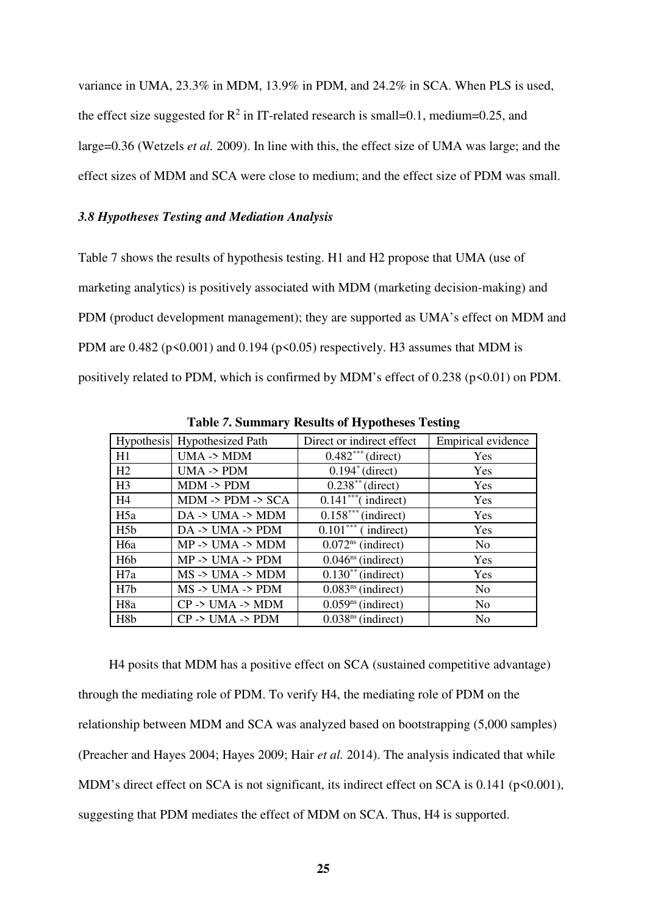variance in UMA, 23.3% in MDM, 13.9% in PDM, and 24.2% in SCA. When PLS is used, the effect size suggested for $R^2$ in IT-related research is small=0.1, medium=0.25, and large=0.36 (Wetzels *et al.* 2009). In line with this, the effect size of UMA was large; and the effect sizes of MDM and SCA were close to medium; and the effect size of PDM was small.

### *3.8 Hypotheses Testing and Mediation Analysis*

Table 7 shows the results of hypothesis testing. H1 and H2 propose that UMA (use of marketing analytics) is positively associated with MDM (marketing decision-making) and PDM (product development management); they are supported as UMA's effect on MDM and PDM are 0.482 ($p<0.001$) and 0.194 ($p<0.05$) respectively. H3 assumes that MDM is positively related to PDM, which is confirmed by MDM's effect of 0.238 ($p<0.01$) on PDM.

**Table 7. Summary Results of Hypotheses Testing**

| Hypothesis | Hypothesized Path | Direct or indirect effect | Empirical evidence |
|---|---|---|---|
| H1 | UMA -> MDM | $0.482^{***}$ (direct) | Yes |
| H2 | UMA -> PDM | $0.194^{*}$ (direct) | Yes |
| H3 | MDM -> PDM | $0.238^{**}$ (direct) | Yes |
| H4 | MDM -> PDM -> SCA | $0.141^{***}$( indirect) | Yes |
| H5a | DA -> UMA -> MDM | $0.158^{***}$ (indirect) | Yes |
| H5b | DA -> UMA -> PDM | $0.101^{***}$ ( indirect) | Yes |
| H6a | MP -> UMA -> MDM | $0.072^{ns}$ (indirect) | No |
| H6b | MP -> UMA -> PDM | $0.046^{ns}$ (indirect) | Yes |
| H7a | MS -> UMA -> MDM | $0.130^{**}$ (indirect) | Yes |
| H7b | MS -> UMA -> PDM | $0.083^{ns}$ (indirect) | No |
| H8a | CP -> UMA -> MDM | $0.059^{ns}$ (indirect) | No |
| H8b | CP -> UMA -> PDM | $0.038^{ns}$ (indirect) | No |

H4 posits that MDM has a positive effect on SCA (sustained competitive advantage) through the mediating role of PDM. To verify H4, the mediating role of PDM on the relationship between MDM and SCA was analyzed based on bootstrapping (5,000 samples) (Preacher and Hayes 2004; Hayes 2009; Hair *et al.* 2014). The analysis indicated that while MDM's direct effect on SCA is not significant, its indirect effect on SCA is 0.141 ($p<0.001$), suggesting that PDM mediates the effect of MDM on SCA. Thus, H4 is supported.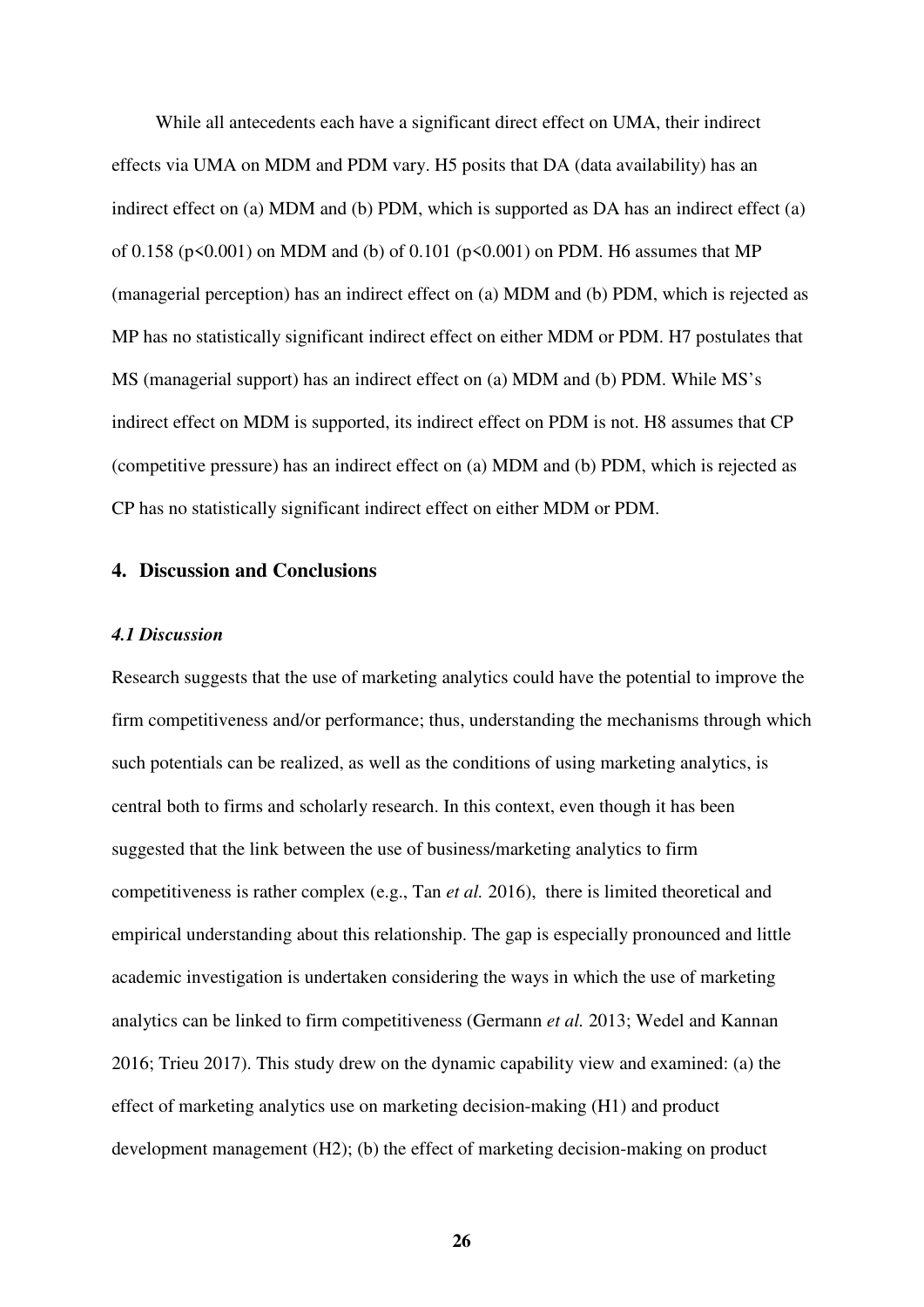While all antecedents each have a significant direct effect on UMA, their indirect effects via UMA on MDM and PDM vary. H5 posits that DA (data availability) has an indirect effect on (a) MDM and (b) PDM, which is supported as DA has an indirect effect (a) of 0.158 ($p<0.001$) on MDM and (b) of 0.101 ($p<0.001$) on PDM. H6 assumes that MP (managerial perception) has an indirect effect on (a) MDM and (b) PDM, which is rejected as MP has no statistically significant indirect effect on either MDM or PDM. H7 postulates that MS (managerial support) has an indirect effect on (a) MDM and (b) PDM. While MS's indirect effect on MDM is supported, its indirect effect on PDM is not. H8 assumes that CP (competitive pressure) has an indirect effect on (a) MDM and (b) PDM, which is rejected as CP has no statistically significant indirect effect on either MDM or PDM.

## 4. Discussion and Conclusions

### *4.1 Discussion*

Research suggests that the use of marketing analytics could have the potential to improve the firm competitiveness and/or performance; thus, understanding the mechanisms through which such potentials can be realized, as well as the conditions of using marketing analytics, is central both to firms and scholarly research. In this context, even though it has been suggested that the link between the use of business/marketing analytics to firm competitiveness is rather complex (e.g., Tan *et al.* 2016), there is limited theoretical and empirical understanding about this relationship. The gap is especially pronounced and little academic investigation is undertaken considering the ways in which the use of marketing analytics can be linked to firm competitiveness (Germann *et al.* 2013; Wedel and Kannan 2016; Trieu 2017). This study drew on the dynamic capability view and examined: (a) the effect of marketing analytics use on marketing decision-making (H1) and product development management (H2); (b) the effect of marketing decision-making on product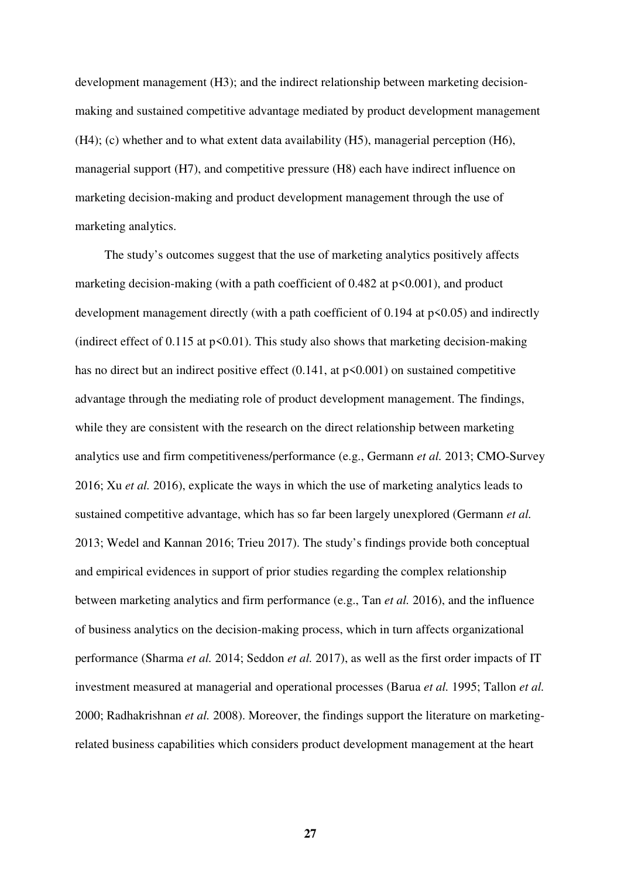development management (H3); and the indirect relationship between marketing decision-making and sustained competitive advantage mediated by product development management (H4); (c) whether and to what extent data availability (H5), managerial perception (H6), managerial support (H7), and competitive pressure (H8) each have indirect influence on marketing decision-making and product development management through the use of marketing analytics.

The study's outcomes suggest that the use of marketing analytics positively affects marketing decision-making (with a path coefficient of 0.482 at $p<0.001$), and product development management directly (with a path coefficient of 0.194 at $p<0.05$) and indirectly (indirect effect of 0.115 at $p<0.01$). This study also shows that marketing decision-making has no direct but an indirect positive effect (0.141, at $p<0.001$) on sustained competitive advantage through the mediating role of product development management. The findings, while they are consistent with the research on the direct relationship between marketing analytics use and firm competitiveness/performance (e.g., Germann *et al.* 2013; CMO-Survey 2016; Xu *et al.* 2016), explicate the ways in which the use of marketing analytics leads to sustained competitive advantage, which has so far been largely unexplored (Germann *et al.* 2013; Wedel and Kannan 2016; Trieu 2017). The study's findings provide both conceptual and empirical evidences in support of prior studies regarding the complex relationship between marketing analytics and firm performance (e.g., Tan *et al.* 2016), and the influence of business analytics on the decision-making process, which in turn affects organizational performance (Sharma *et al.* 2014; Seddon *et al.* 2017), as well as the first order impacts of IT investment measured at managerial and operational processes (Barua *et al.* 1995; Tallon *et al.* 2000; Radhakrishnan *et al.* 2008). Moreover, the findings support the literature on marketing-related business capabilities which considers product development management at the heart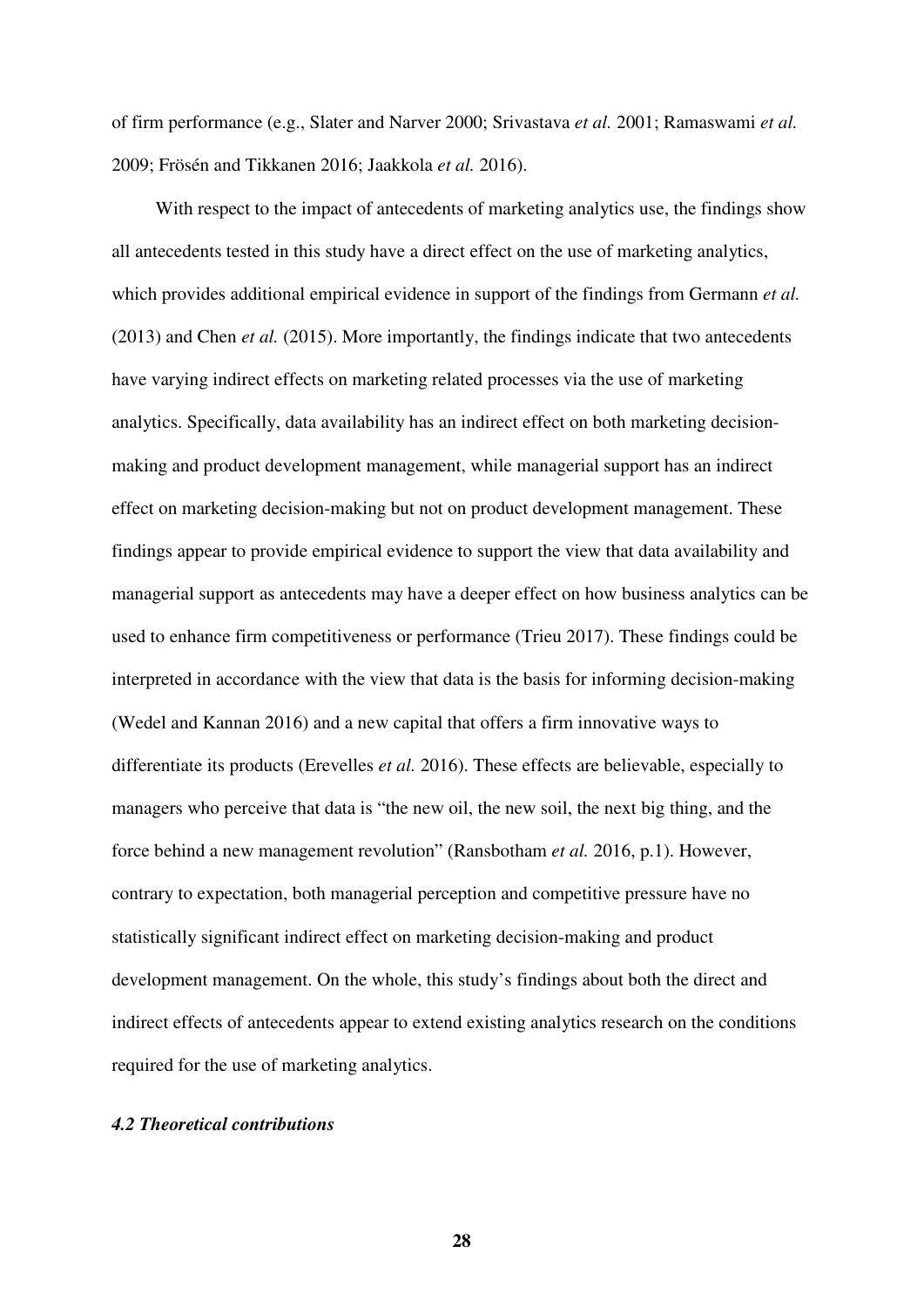of firm performance (e.g., Slater and Narver 2000; Srivastava *et al.* 2001; Ramaswami *et al.* 2009; Frösén and Tikkanen 2016; Jaakkola *et al.* 2016).

With respect to the impact of antecedents of marketing analytics use, the findings show all antecedents tested in this study have a direct effect on the use of marketing analytics, which provides additional empirical evidence in support of the findings from Germann *et al.* (2013) and Chen *et al.* (2015). More importantly, the findings indicate that two antecedents have varying indirect effects on marketing related processes via the use of marketing analytics. Specifically, data availability has an indirect effect on both marketing decision-making and product development management, while managerial support has an indirect effect on marketing decision-making but not on product development management. These findings appear to provide empirical evidence to support the view that data availability and managerial support as antecedents may have a deeper effect on how business analytics can be used to enhance firm competitiveness or performance (Trieu 2017). These findings could be interpreted in accordance with the view that data is the basis for informing decision-making (Wedel and Kannan 2016) and a new capital that offers a firm innovative ways to differentiate its products (Erevelles *et al.* 2016). These effects are believable, especially to managers who perceive that data is "the new oil, the new soil, the next big thing, and the force behind a new management revolution" (Ransbotham *et al.* 2016, p.1). However, contrary to expectation, both managerial perception and competitive pressure have no statistically significant indirect effect on marketing decision-making and product development management. On the whole, this study's findings about both the direct and indirect effects of antecedents appear to extend existing analytics research on the conditions required for the use of marketing analytics.

### *4.2 Theoretical contributions*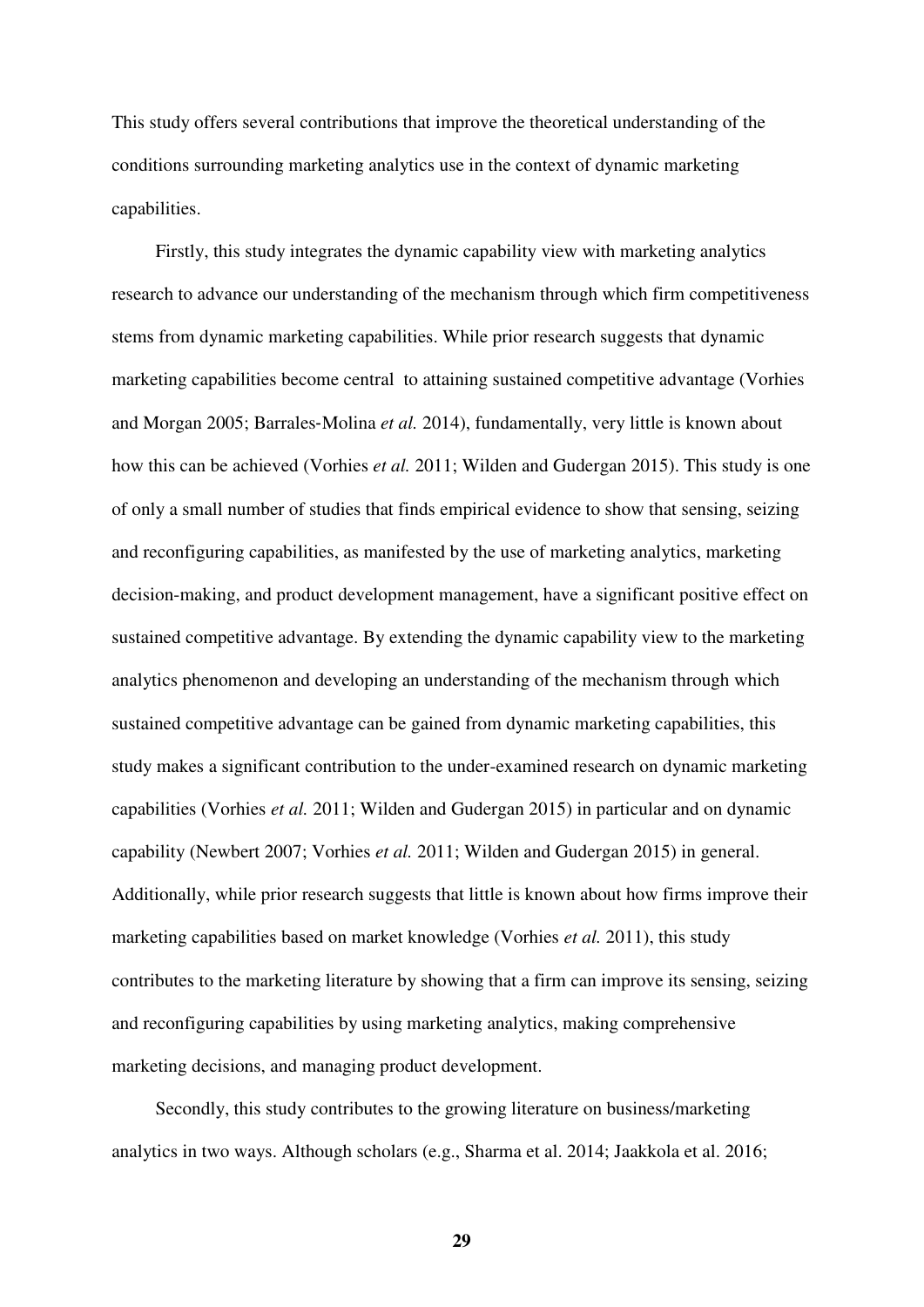This study offers several contributions that improve the theoretical understanding of the conditions surrounding marketing analytics use in the context of dynamic marketing capabilities.

Firstly, this study integrates the dynamic capability view with marketing analytics research to advance our understanding of the mechanism through which firm competitiveness stems from dynamic marketing capabilities. While prior research suggests that dynamic marketing capabilities become central to attaining sustained competitive advantage (Vorhies and Morgan 2005; Barrales-Molina *et al.* 2014), fundamentally, very little is known about how this can be achieved (Vorhies *et al.* 2011; Wilden and Gudergan 2015). This study is one of only a small number of studies that finds empirical evidence to show that sensing, seizing and reconfiguring capabilities, as manifested by the use of marketing analytics, marketing decision-making, and product development management, have a significant positive effect on sustained competitive advantage. By extending the dynamic capability view to the marketing analytics phenomenon and developing an understanding of the mechanism through which sustained competitive advantage can be gained from dynamic marketing capabilities, this study makes a significant contribution to the under-examined research on dynamic marketing capabilities (Vorhies *et al.* 2011; Wilden and Gudergan 2015) in particular and on dynamic capability (Newbert 2007; Vorhies *et al.* 2011; Wilden and Gudergan 2015) in general. Additionally, while prior research suggests that little is known about how firms improve their marketing capabilities based on market knowledge (Vorhies *et al.* 2011), this study contributes to the marketing literature by showing that a firm can improve its sensing, seizing and reconfiguring capabilities by using marketing analytics, making comprehensive marketing decisions, and managing product development.

Secondly, this study contributes to the growing literature on business/marketing analytics in two ways. Although scholars (e.g., Sharma et al. 2014; Jaakkola et al. 2016;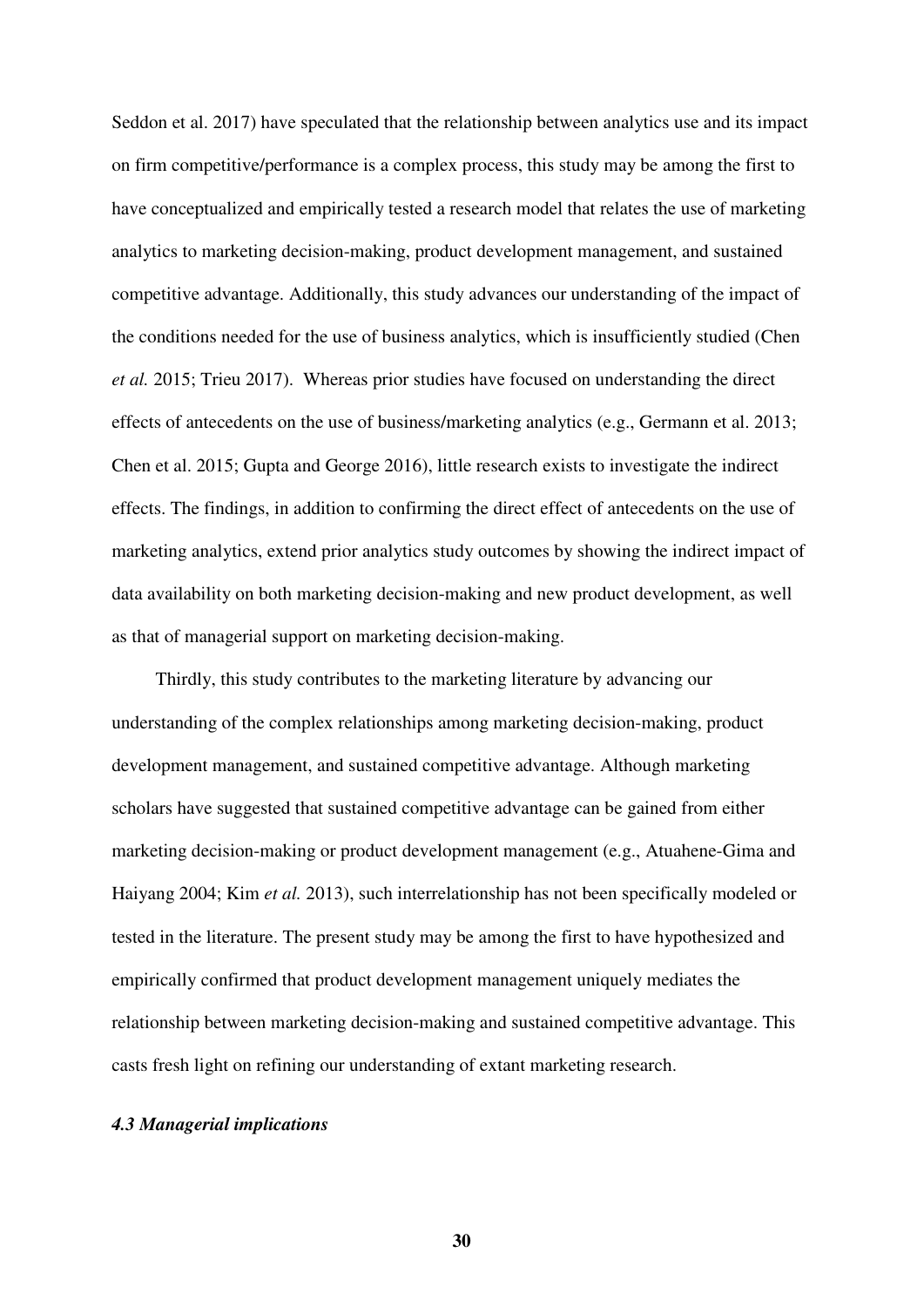Seddon et al. 2017) have speculated that the relationship between analytics use and its impact on firm competitive/performance is a complex process, this study may be among the first to have conceptualized and empirically tested a research model that relates the use of marketing analytics to marketing decision-making, product development management, and sustained competitive advantage. Additionally, this study advances our understanding of the impact of the conditions needed for the use of business analytics, which is insufficiently studied (Chen *et al.* 2015; Trieu 2017). Whereas prior studies have focused on understanding the direct effects of antecedents on the use of business/marketing analytics (e.g., Germann et al. 2013; Chen et al. 2015; Gupta and George 2016), little research exists to investigate the indirect effects. The findings, in addition to confirming the direct effect of antecedents on the use of marketing analytics, extend prior analytics study outcomes by showing the indirect impact of data availability on both marketing decision-making and new product development, as well as that of managerial support on marketing decision-making.

Thirdly, this study contributes to the marketing literature by advancing our understanding of the complex relationships among marketing decision-making, product development management, and sustained competitive advantage. Although marketing scholars have suggested that sustained competitive advantage can be gained from either marketing decision-making or product development management (e.g., Atuahene-Gima and Haiyang 2004; Kim *et al.* 2013), such interrelationship has not been specifically modeled or tested in the literature. The present study may be among the first to have hypothesized and empirically confirmed that product development management uniquely mediates the relationship between marketing decision-making and sustained competitive advantage. This casts fresh light on refining our understanding of extant marketing research.

### *4.3 Managerial implications*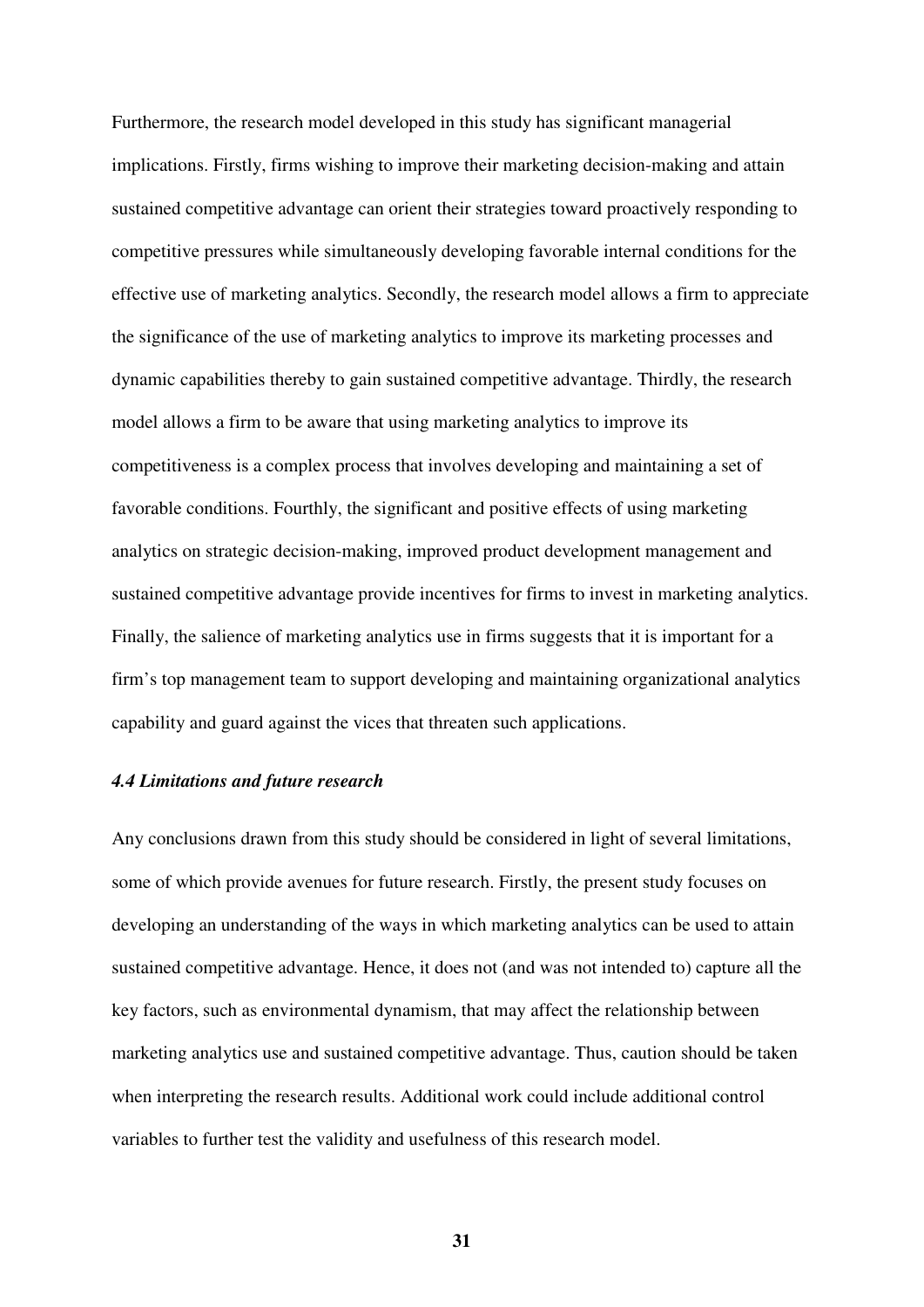Furthermore, the research model developed in this study has significant managerial implications. Firstly, firms wishing to improve their marketing decision-making and attain sustained competitive advantage can orient their strategies toward proactively responding to competitive pressures while simultaneously developing favorable internal conditions for the effective use of marketing analytics. Secondly, the research model allows a firm to appreciate the significance of the use of marketing analytics to improve its marketing processes and dynamic capabilities thereby to gain sustained competitive advantage. Thirdly, the research model allows a firm to be aware that using marketing analytics to improve its competitiveness is a complex process that involves developing and maintaining a set of favorable conditions. Fourthly, the significant and positive effects of using marketing analytics on strategic decision-making, improved product development management and sustained competitive advantage provide incentives for firms to invest in marketing analytics. Finally, the salience of marketing analytics use in firms suggests that it is important for a firm's top management team to support developing and maintaining organizational analytics capability and guard against the vices that threaten such applications.

### *4.4 Limitations and future research*

Any conclusions drawn from this study should be considered in light of several limitations, some of which provide avenues for future research. Firstly, the present study focuses on developing an understanding of the ways in which marketing analytics can be used to attain sustained competitive advantage. Hence, it does not (and was not intended to) capture all the key factors, such as environmental dynamism, that may affect the relationship between marketing analytics use and sustained competitive advantage. Thus, caution should be taken when interpreting the research results. Additional work could include additional control variables to further test the validity and usefulness of this research model.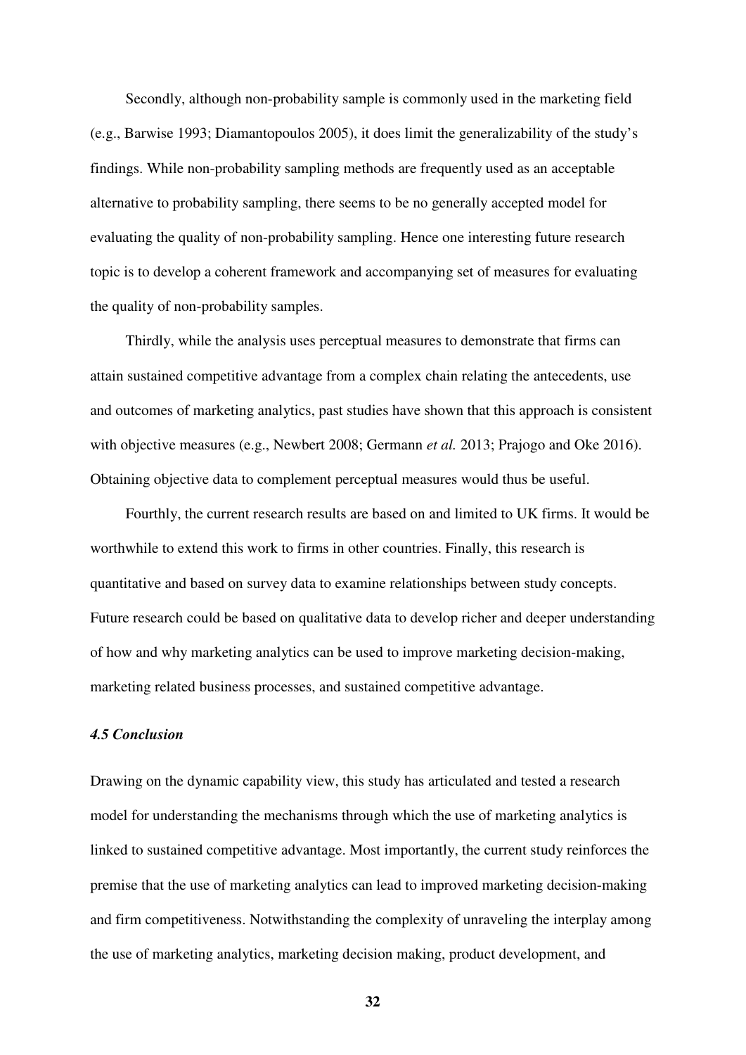Secondly, although non-probability sample is commonly used in the marketing field (e.g., Barwise 1993; Diamantopoulos 2005), it does limit the generalizability of the study's findings. While non-probability sampling methods are frequently used as an acceptable alternative to probability sampling, there seems to be no generally accepted model for evaluating the quality of non-probability sampling. Hence one interesting future research topic is to develop a coherent framework and accompanying set of measures for evaluating the quality of non-probability samples.

Thirdly, while the analysis uses perceptual measures to demonstrate that firms can attain sustained competitive advantage from a complex chain relating the antecedents, use and outcomes of marketing analytics, past studies have shown that this approach is consistent with objective measures (e.g., Newbert 2008; Germann *et al.* 2013; Prajogo and Oke 2016). Obtaining objective data to complement perceptual measures would thus be useful.

Fourthly, the current research results are based on and limited to UK firms. It would be worthwhile to extend this work to firms in other countries. Finally, this research is quantitative and based on survey data to examine relationships between study concepts. Future research could be based on qualitative data to develop richer and deeper understanding of how and why marketing analytics can be used to improve marketing decision-making, marketing related business processes, and sustained competitive advantage.

### *4.5 Conclusion*

Drawing on the dynamic capability view, this study has articulated and tested a research model for understanding the mechanisms through which the use of marketing analytics is linked to sustained competitive advantage. Most importantly, the current study reinforces the premise that the use of marketing analytics can lead to improved marketing decision-making and firm competitiveness. Notwithstanding the complexity of unraveling the interplay among the use of marketing analytics, marketing decision making, product development, and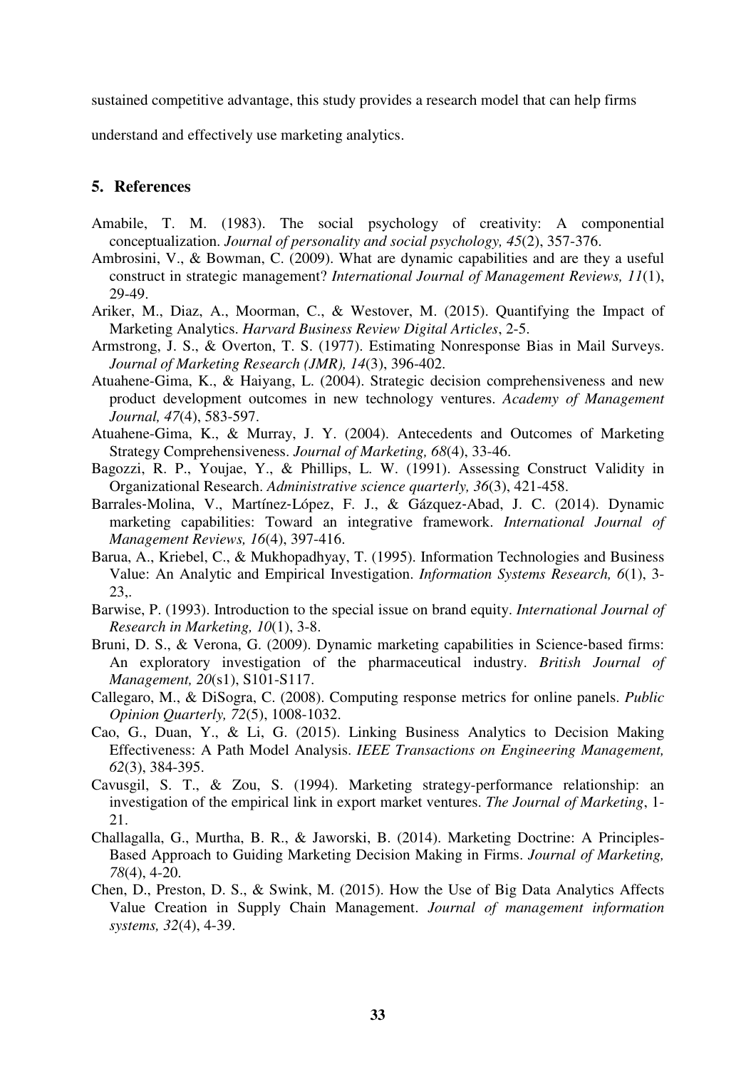sustained competitive advantage, this study provides a research model that can help firms understand and effectively use marketing analytics.

## 5. References

Amabile, T. M. (1983). The social psychology of creativity: A componential conceptualization. *Journal of personality and social psychology, 45*(2), 357-376.

Ambrosini, V., & Bowman, C. (2009). What are dynamic capabilities and are they a useful construct in strategic management? *International Journal of Management Reviews, 11*(1), 29-49.

Ariker, M., Diaz, A., Moorman, C., & Westover, M. (2015). Quantifying the Impact of Marketing Analytics. *Harvard Business Review Digital Articles*, 2-5.

Armstrong, J. S., & Overton, T. S. (1977). Estimating Nonresponse Bias in Mail Surveys. *Journal of Marketing Research (JMR), 14*(3), 396-402.

Atuahene-Gima, K., & Haiyang, L. (2004). Strategic decision comprehensiveness and new product development outcomes in new technology ventures. *Academy of Management Journal, 47*(4), 583-597.

Atuahene-Gima, K., & Murray, J. Y. (2004). Antecedents and Outcomes of Marketing Strategy Comprehensiveness. *Journal of Marketing, 68*(4), 33-46.

Bagozzi, R. P., Youjae, Y., & Phillips, L. W. (1991). Assessing Construct Validity in Organizational Research. *Administrative science quarterly, 36*(3), 421-458.

Barrales-Molina, V., Martínez-López, F. J., & Gázquez-Abad, J. C. (2014). Dynamic marketing capabilities: Toward an integrative framework. *International Journal of Management Reviews, 16*(4), 397-416.

Barua, A., Kriebel, C., & Mukhopadhyay, T. (1995). Information Technologies and Business Value: An Analytic and Empirical Investigation. *Information Systems Research, 6*(1), 3-23,.

Barwise, P. (1993). Introduction to the special issue on brand equity. *International Journal of Research in Marketing, 10*(1), 3-8.

Bruni, D. S., & Verona, G. (2009). Dynamic marketing capabilities in Science-based firms: An exploratory investigation of the pharmaceutical industry. *British Journal of Management, 20*(s1), S101-S117.

Callegaro, M., & DiSogra, C. (2008). Computing response metrics for online panels. *Public Opinion Quarterly, 72*(5), 1008-1032.

Cao, G., Duan, Y., & Li, G. (2015). Linking Business Analytics to Decision Making Effectiveness: A Path Model Analysis. *IEEE Transactions on Engineering Management, 62*(3), 384-395.

Cavusgil, S. T., & Zou, S. (1994). Marketing strategy-performance relationship: an investigation of the empirical link in export market ventures. *The Journal of Marketing*, 1-21.

Challagalla, G., Murtha, B. R., & Jaworski, B. (2014). Marketing Doctrine: A Principles-Based Approach to Guiding Marketing Decision Making in Firms. *Journal of Marketing, 78*(4), 4-20.

Chen, D., Preston, D. S., & Swink, M. (2015). How the Use of Big Data Analytics Affects Value Creation in Supply Chain Management. *Journal of management information systems, 32*(4), 4-39.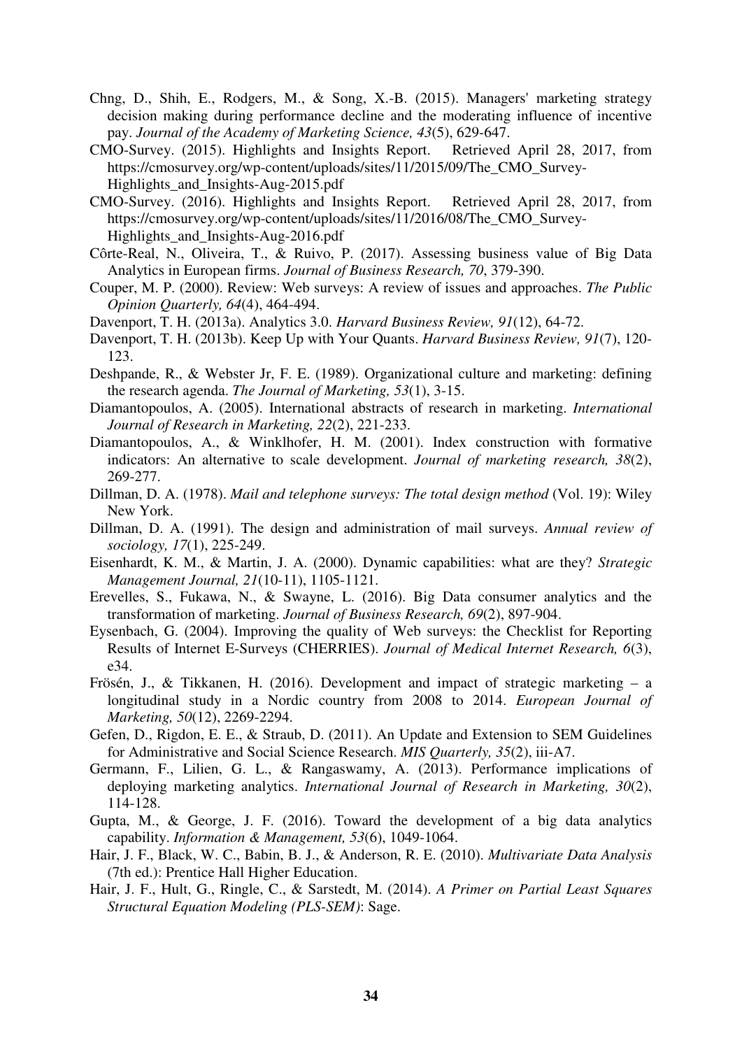Chng, D., Shih, E., Rodgers, M., & Song, X.-B. (2015). Managers' marketing strategy decision making during performance decline and the moderating influence of incentive pay. *Journal of the Academy of Marketing Science, 43*(5), 629-647.

CMO-Survey. (2015). Highlights and Insights Report. Retrieved April 28, 2017, from https://cmosurvey.org/wp-content/uploads/sites/11/2015/09/The_CMO_Survey-Highlights_and_Insights-Aug-2015.pdf

CMO-Survey. (2016). Highlights and Insights Report. Retrieved April 28, 2017, from https://cmosurvey.org/wp-content/uploads/sites/11/2016/08/The_CMO_Survey-Highlights_and_Insights-Aug-2016.pdf

Côrte-Real, N., Oliveira, T., & Ruivo, P. (2017). Assessing business value of Big Data Analytics in European firms. *Journal of Business Research, 70*, 379-390.

Couper, M. P. (2000). Review: Web surveys: A review of issues and approaches. *The Public Opinion Quarterly, 64*(4), 464-494.

Davenport, T. H. (2013a). Analytics 3.0. *Harvard Business Review, 91*(12), 64-72.

Davenport, T. H. (2013b). Keep Up with Your Quants. *Harvard Business Review, 91*(7), 120-123.

Deshpande, R., & Webster Jr, F. E. (1989). Organizational culture and marketing: defining the research agenda. *The Journal of Marketing, 53*(1), 3-15.

Diamantopoulos, A. (2005). International abstracts of research in marketing. *International Journal of Research in Marketing, 22*(2), 221-233.

Diamantopoulos, A., & Winklhofer, H. M. (2001). Index construction with formative indicators: An alternative to scale development. *Journal of marketing research, 38*(2), 269-277.

Dillman, D. A. (1978). *Mail and telephone surveys: The total design method* (Vol. 19): Wiley New York.

Dillman, D. A. (1991). The design and administration of mail surveys. *Annual review of sociology, 17*(1), 225-249.

Eisenhardt, K. M., & Martin, J. A. (2000). Dynamic capabilities: what are they? *Strategic Management Journal, 21*(10-11), 1105-1121.

Erevelles, S., Fukawa, N., & Swayne, L. (2016). Big Data consumer analytics and the transformation of marketing. *Journal of Business Research, 69*(2), 897-904.

Eysenbach, G. (2004). Improving the quality of Web surveys: the Checklist for Reporting Results of Internet E-Surveys (CHERRIES). *Journal of Medical Internet Research, 6*(3), e34.

Frösén, J., & Tikkanen, H. (2016). Development and impact of strategic marketing – a longitudinal study in a Nordic country from 2008 to 2014. *European Journal of Marketing, 50*(12), 2269-2294.

Gefen, D., Rigdon, E. E., & Straub, D. (2011). An Update and Extension to SEM Guidelines for Administrative and Social Science Research. *MIS Quarterly, 35*(2), iii-A7.

Germann, F., Lilien, G. L., & Rangaswamy, A. (2013). Performance implications of deploying marketing analytics. *International Journal of Research in Marketing, 30*(2), 114-128.

Gupta, M., & George, J. F. (2016). Toward the development of a big data analytics capability. *Information & Management, 53*(6), 1049-1064.

Hair, J. F., Black, W. C., Babin, B. J., & Anderson, R. E. (2010). *Multivariate Data Analysis* (7th ed.): Prentice Hall Higher Education.

Hair, J. F., Hult, G., Ringle, C., & Sarstedt, M. (2014). *A Primer on Partial Least Squares Structural Equation Modeling (PLS-SEM)*: Sage.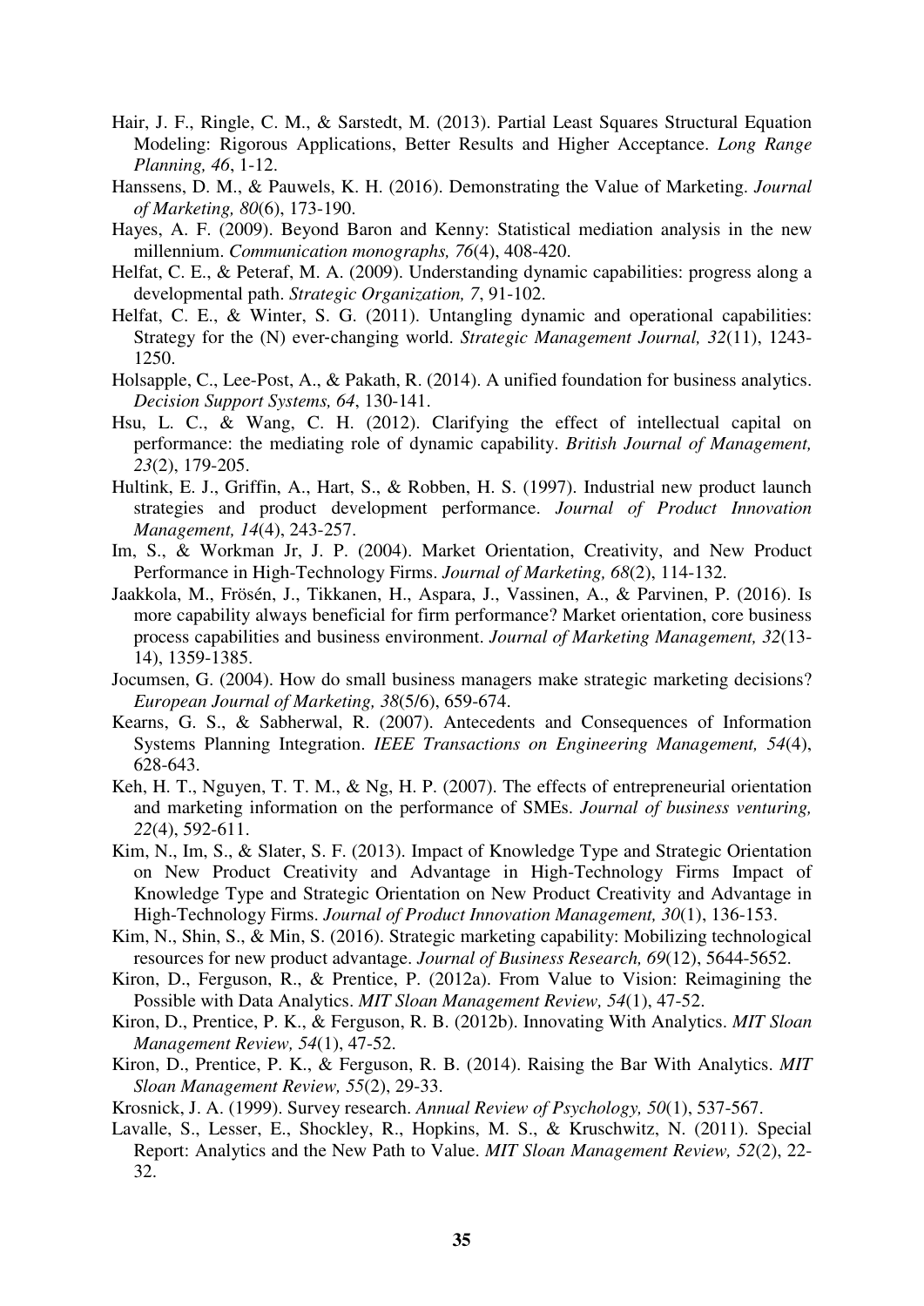Hair, J. F., Ringle, C. M., & Sarstedt, M. (2013). Partial Least Squares Structural Equation Modeling: Rigorous Applications, Better Results and Higher Acceptance. *Long Range Planning, 46*, 1-12.

Hanssens, D. M., & Pauwels, K. H. (2016). Demonstrating the Value of Marketing. *Journal of Marketing, 80*(6), 173-190.

Hayes, A. F. (2009). Beyond Baron and Kenny: Statistical mediation analysis in the new millennium. *Communication monographs, 76*(4), 408-420.

Helfat, C. E., & Peteraf, M. A. (2009). Understanding dynamic capabilities: progress along a developmental path. *Strategic Organization, 7*, 91-102.

Helfat, C. E., & Winter, S. G. (2011). Untangling dynamic and operational capabilities: Strategy for the (N) ever-changing world. *Strategic Management Journal, 32*(11), 1243-1250.

Holsapple, C., Lee-Post, A., & Pakath, R. (2014). A unified foundation for business analytics. *Decision Support Systems, 64*, 130-141.

Hsu, L. C., & Wang, C. H. (2012). Clarifying the effect of intellectual capital on performance: the mediating role of dynamic capability. *British Journal of Management, 23*(2), 179-205.

Hultink, E. J., Griffin, A., Hart, S., & Robben, H. S. (1997). Industrial new product launch strategies and product development performance. *Journal of Product Innovation Management, 14*(4), 243-257.

Im, S., & Workman Jr, J. P. (2004). Market Orientation, Creativity, and New Product Performance in High-Technology Firms. *Journal of Marketing, 68*(2), 114-132.

Jaakkola, M., Frösén, J., Tikkanen, H., Aspara, J., Vassinen, A., & Parvinen, P. (2016). Is more capability always beneficial for firm performance? Market orientation, core business process capabilities and business environment. *Journal of Marketing Management, 32*(13-14), 1359-1385.

Jocumsen, G. (2004). How do small business managers make strategic marketing decisions? *European Journal of Marketing, 38*(5/6), 659-674.

Kearns, G. S., & Sabherwal, R. (2007). Antecedents and Consequences of Information Systems Planning Integration. *IEEE Transactions on Engineering Management, 54*(4), 628-643.

Keh, H. T., Nguyen, T. T. M., & Ng, H. P. (2007). The effects of entrepreneurial orientation and marketing information on the performance of SMEs. *Journal of business venturing, 22*(4), 592-611.

Kim, N., Im, S., & Slater, S. F. (2013). Impact of Knowledge Type and Strategic Orientation on New Product Creativity and Advantage in High-Technology Firms Impact of Knowledge Type and Strategic Orientation on New Product Creativity and Advantage in High-Technology Firms. *Journal of Product Innovation Management, 30*(1), 136-153.

Kim, N., Shin, S., & Min, S. (2016). Strategic marketing capability: Mobilizing technological resources for new product advantage. *Journal of Business Research, 69*(12), 5644-5652.

Kiron, D., Ferguson, R., & Prentice, P. (2012a). From Value to Vision: Reimagining the Possible with Data Analytics. *MIT Sloan Management Review, 54*(1), 47-52.

Kiron, D., Prentice, P. K., & Ferguson, R. B. (2012b). Innovating With Analytics. *MIT Sloan Management Review, 54*(1), 47-52.

Kiron, D., Prentice, P. K., & Ferguson, R. B. (2014). Raising the Bar With Analytics. *MIT Sloan Management Review, 55*(2), 29-33.

Krosnick, J. A. (1999). Survey research. *Annual Review of Psychology, 50*(1), 537-567.

Lavalle, S., Lesser, E., Shockley, R., Hopkins, M. S., & Kruschwitz, N. (2011). Special Report: Analytics and the New Path to Value. *MIT Sloan Management Review, 52*(2), 22-32.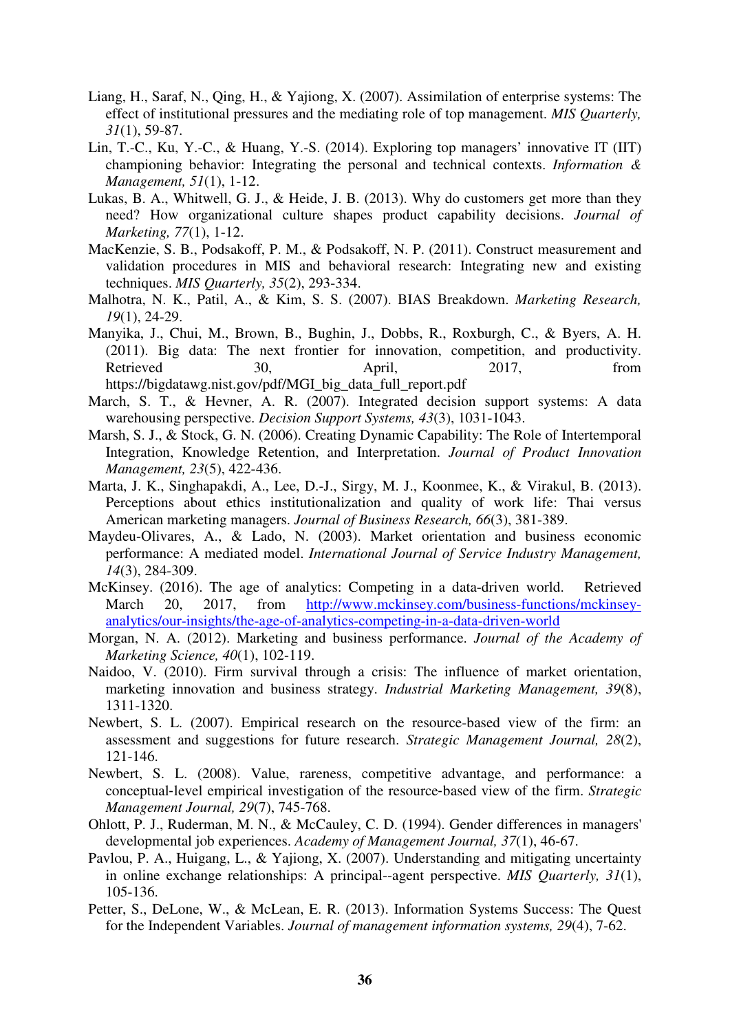Liang, H., Saraf, N., Qing, H., & Yajiong, X. (2007). Assimilation of enterprise systems: The effect of institutional pressures and the mediating role of top management. *MIS Quarterly, 31*(1), 59-87.

Lin, T.-C., Ku, Y.-C., & Huang, Y.-S. (2014). Exploring top managers' innovative IT (IIT) championing behavior: Integrating the personal and technical contexts. *Information & Management, 51*(1), 1-12.

Lukas, B. A., Whitwell, G. J., & Heide, J. B. (2013). Why do customers get more than they need? How organizational culture shapes product capability decisions. *Journal of Marketing, 77*(1), 1-12.

MacKenzie, S. B., Podsakoff, P. M., & Podsakoff, N. P. (2011). Construct measurement and validation procedures in MIS and behavioral research: Integrating new and existing techniques. *MIS Quarterly, 35*(2), 293-334.

Malhotra, N. K., Patil, A., & Kim, S. S. (2007). BIAS Breakdown. *Marketing Research, 19*(1), 24-29.

Manyika, J., Chui, M., Brown, B., Bughin, J., Dobbs, R., Roxburgh, C., & Byers, A. H. (2011). Big data: The next frontier for innovation, competition, and productivity. Retrieved 30, April, 2017, from https://bigdatawg.nist.gov/pdf/MGI_big_data_full_report.pdf

March, S. T., & Hevner, A. R. (2007). Integrated decision support systems: A data warehousing perspective. *Decision Support Systems, 43*(3), 1031-1043.

Marsh, S. J., & Stock, G. N. (2006). Creating Dynamic Capability: The Role of Intertemporal Integration, Knowledge Retention, and Interpretation. *Journal of Product Innovation Management, 23*(5), 422-436.

Marta, J. K., Singhapakdi, A., Lee, D.-J., Sirgy, M. J., Koonmee, K., & Virakul, B. (2013). Perceptions about ethics institutionalization and quality of work life: Thai versus American marketing managers. *Journal of Business Research, 66*(3), 381-389.

Maydeu-Olivares, A., & Lado, N. (2003). Market orientation and business economic performance: A mediated model. *International Journal of Service Industry Management, 14*(3), 284-309.

McKinsey. (2016). The age of analytics: Competing in a data-driven world. Retrieved March 20, 2017, from http://www.mckinsey.com/business-functions/mckinsey-analytics/our-insights/the-age-of-analytics-competing-in-a-data-driven-world

Morgan, N. A. (2012). Marketing and business performance. *Journal of the Academy of Marketing Science, 40*(1), 102-119.

Naidoo, V. (2010). Firm survival through a crisis: The influence of market orientation, marketing innovation and business strategy. *Industrial Marketing Management, 39*(8), 1311-1320.

Newbert, S. L. (2007). Empirical research on the resource-based view of the firm: an assessment and suggestions for future research. *Strategic Management Journal, 28*(2), 121-146.

Newbert, S. L. (2008). Value, rareness, competitive advantage, and performance: a conceptual-level empirical investigation of the resource-based view of the firm. *Strategic Management Journal, 29*(7), 745-768.

Ohlott, P. J., Ruderman, M. N., & McCauley, C. D. (1994). Gender differences in managers' developmental job experiences. *Academy of Management Journal, 37*(1), 46-67.

Pavlou, P. A., Huigang, L., & Yajiong, X. (2007). Understanding and mitigating uncertainty in online exchange relationships: A principal--agent perspective. *MIS Quarterly, 31*(1), 105-136.

Petter, S., DeLone, W., & McLean, E. R. (2013). Information Systems Success: The Quest for the Independent Variables. *Journal of management information systems, 29*(4), 7-62.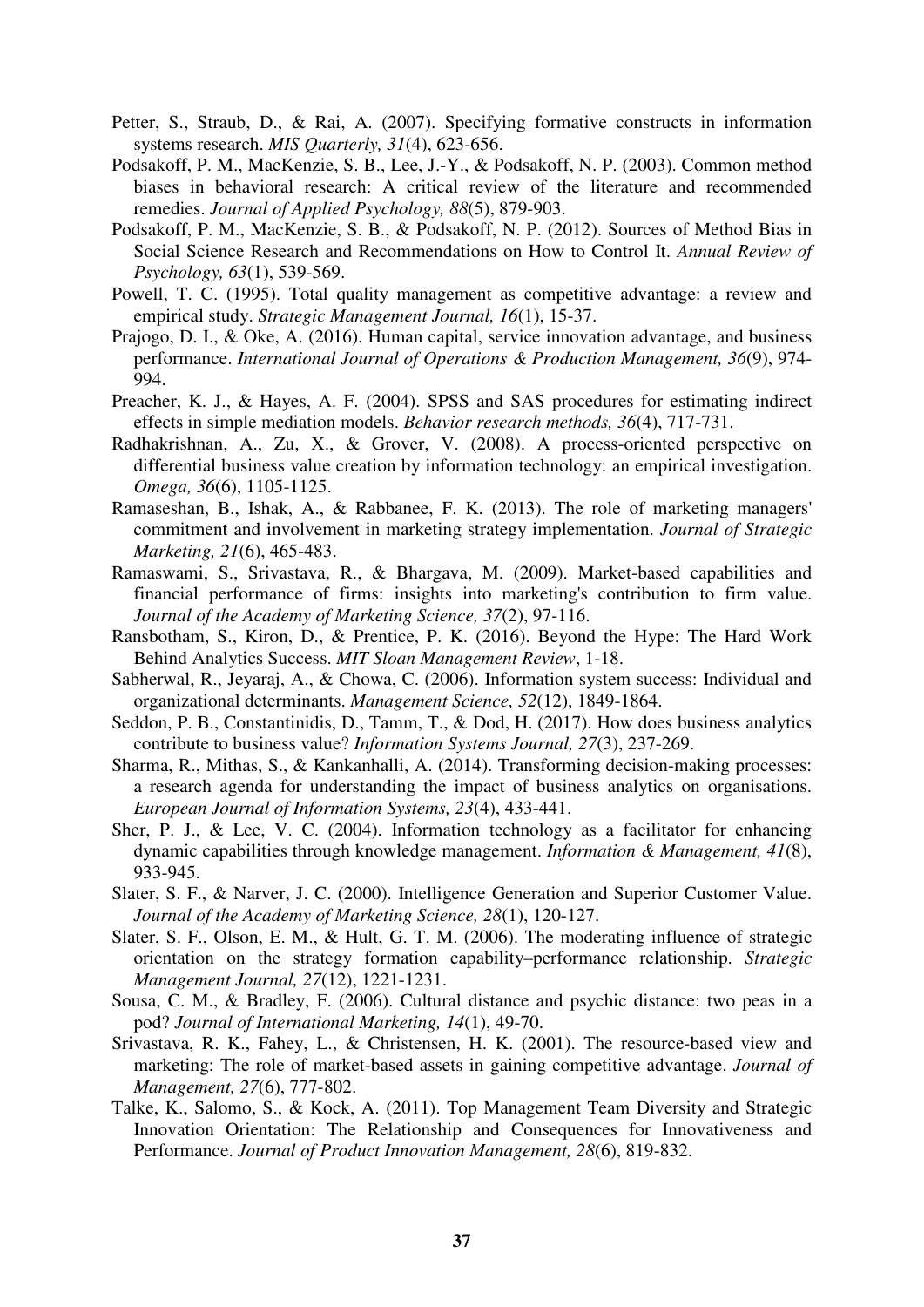Petter, S., Straub, D., & Rai, A. (2007). Specifying formative constructs in information systems research. *MIS Quarterly, 31*(4), 623-656.

Podsakoff, P. M., MacKenzie, S. B., Lee, J.-Y., & Podsakoff, N. P. (2003). Common method biases in behavioral research: A critical review of the literature and recommended remedies. *Journal of Applied Psychology, 88*(5), 879-903.

Podsakoff, P. M., MacKenzie, S. B., & Podsakoff, N. P. (2012). Sources of Method Bias in Social Science Research and Recommendations on How to Control It. *Annual Review of Psychology, 63*(1), 539-569.

Powell, T. C. (1995). Total quality management as competitive advantage: a review and empirical study. *Strategic Management Journal, 16*(1), 15-37.

Prajogo, D. I., & Oke, A. (2016). Human capital, service innovation advantage, and business performance. *International Journal of Operations & Production Management, 36*(9), 974-994.

Preacher, K. J., & Hayes, A. F. (2004). SPSS and SAS procedures for estimating indirect effects in simple mediation models. *Behavior research methods, 36*(4), 717-731.

Radhakrishnan, A., Zu, X., & Grover, V. (2008). A process-oriented perspective on differential business value creation by information technology: an empirical investigation. *Omega, 36*(6), 1105-1125.

Ramaseshan, B., Ishak, A., & Rabbanee, F. K. (2013). The role of marketing managers' commitment and involvement in marketing strategy implementation. *Journal of Strategic Marketing, 21*(6), 465-483.

Ramaswami, S., Srivastava, R., & Bhargava, M. (2009). Market-based capabilities and financial performance of firms: insights into marketing's contribution to firm value. *Journal of the Academy of Marketing Science, 37*(2), 97-116.

Ransbotham, S., Kiron, D., & Prentice, P. K. (2016). Beyond the Hype: The Hard Work Behind Analytics Success. *MIT Sloan Management Review*, 1-18.

Sabherwal, R., Jeyaraj, A., & Chowa, C. (2006). Information system success: Individual and organizational determinants. *Management Science, 52*(12), 1849-1864.

Seddon, P. B., Constantinidis, D., Tamm, T., & Dod, H. (2017). How does business analytics contribute to business value? *Information Systems Journal, 27*(3), 237-269.

Sharma, R., Mithas, S., & Kankanhalli, A. (2014). Transforming decision-making processes: a research agenda for understanding the impact of business analytics on organisations. *European Journal of Information Systems, 23*(4), 433-441.

Sher, P. J., & Lee, V. C. (2004). Information technology as a facilitator for enhancing dynamic capabilities through knowledge management. *Information & Management, 41*(8), 933-945.

Slater, S. F., & Narver, J. C. (2000). Intelligence Generation and Superior Customer Value. *Journal of the Academy of Marketing Science, 28*(1), 120-127.

Slater, S. F., Olson, E. M., & Hult, G. T. M. (2006). The moderating influence of strategic orientation on the strategy formation capability–performance relationship. *Strategic Management Journal, 27*(12), 1221-1231.

Sousa, C. M., & Bradley, F. (2006). Cultural distance and psychic distance: two peas in a pod? *Journal of International Marketing, 14*(1), 49-70.

Srivastava, R. K., Fahey, L., & Christensen, H. K. (2001). The resource-based view and marketing: The role of market-based assets in gaining competitive advantage. *Journal of Management, 27*(6), 777-802.

Talke, K., Salomo, S., & Kock, A. (2011). Top Management Team Diversity and Strategic Innovation Orientation: The Relationship and Consequences for Innovativeness and Performance. *Journal of Product Innovation Management, 28*(6), 819-832.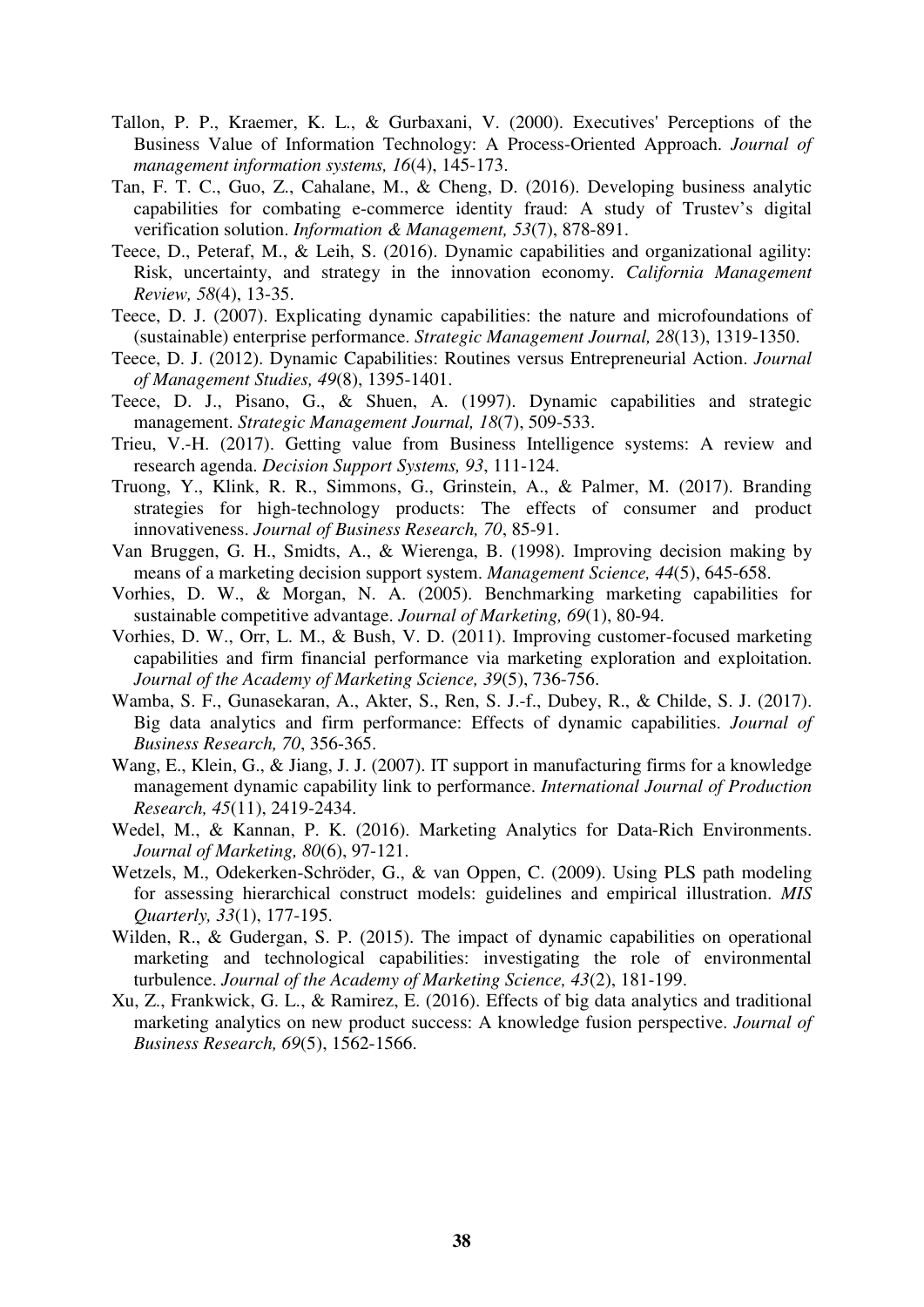Tallon, P. P., Kraemer, K. L., & Gurbaxani, V. (2000). Executives' Perceptions of the Business Value of Information Technology: A Process-Oriented Approach. *Journal of management information systems, 16*(4), 145-173.

Tan, F. T. C., Guo, Z., Cahalane, M., & Cheng, D. (2016). Developing business analytic capabilities for combating e-commerce identity fraud: A study of Trustev's digital verification solution. *Information & Management, 53*(7), 878-891.

Teece, D., Peteraf, M., & Leih, S. (2016). Dynamic capabilities and organizational agility: Risk, uncertainty, and strategy in the innovation economy. *California Management Review, 58*(4), 13-35.

Teece, D. J. (2007). Explicating dynamic capabilities: the nature and microfoundations of (sustainable) enterprise performance. *Strategic Management Journal, 28*(13), 1319-1350.

Teece, D. J. (2012). Dynamic Capabilities: Routines versus Entrepreneurial Action. *Journal of Management Studies, 49*(8), 1395-1401.

Teece, D. J., Pisano, G., & Shuen, A. (1997). Dynamic capabilities and strategic management. *Strategic Management Journal, 18*(7), 509-533.

Trieu, V.-H. (2017). Getting value from Business Intelligence systems: A review and research agenda. *Decision Support Systems, 93*, 111-124.

Truong, Y., Klink, R. R., Simmons, G., Grinstein, A., & Palmer, M. (2017). Branding strategies for high-technology products: The effects of consumer and product innovativeness. *Journal of Business Research, 70*, 85-91.

Van Bruggen, G. H., Smidts, A., & Wierenga, B. (1998). Improving decision making by means of a marketing decision support system. *Management Science, 44*(5), 645-658.

Vorhies, D. W., & Morgan, N. A. (2005). Benchmarking marketing capabilities for sustainable competitive advantage. *Journal of Marketing, 69*(1), 80-94.

Vorhies, D. W., Orr, L. M., & Bush, V. D. (2011). Improving customer-focused marketing capabilities and firm financial performance via marketing exploration and exploitation. *Journal of the Academy of Marketing Science, 39*(5), 736-756.

Wamba, S. F., Gunasekaran, A., Akter, S., Ren, S. J.-f., Dubey, R., & Childe, S. J. (2017). Big data analytics and firm performance: Effects of dynamic capabilities. *Journal of Business Research, 70*, 356-365.

Wang, E., Klein, G., & Jiang, J. J. (2007). IT support in manufacturing firms for a knowledge management dynamic capability link to performance. *International Journal of Production Research, 45*(11), 2419-2434.

Wedel, M., & Kannan, P. K. (2016). Marketing Analytics for Data-Rich Environments. *Journal of Marketing, 80*(6), 97-121.

Wetzels, M., Odekerken-Schröder, G., & van Oppen, C. (2009). Using PLS path modeling for assessing hierarchical construct models: guidelines and empirical illustration. *MIS Quarterly, 33*(1), 177-195.

Wilden, R., & Gudergan, S. P. (2015). The impact of dynamic capabilities on operational marketing and technological capabilities: investigating the role of environmental turbulence. *Journal of the Academy of Marketing Science, 43*(2), 181-199.

Xu, Z., Frankwick, G. L., & Ramirez, E. (2016). Effects of big data analytics and traditional marketing analytics on new product success: A knowledge fusion perspective. *Journal of Business Research, 69*(5), 1562-1566.